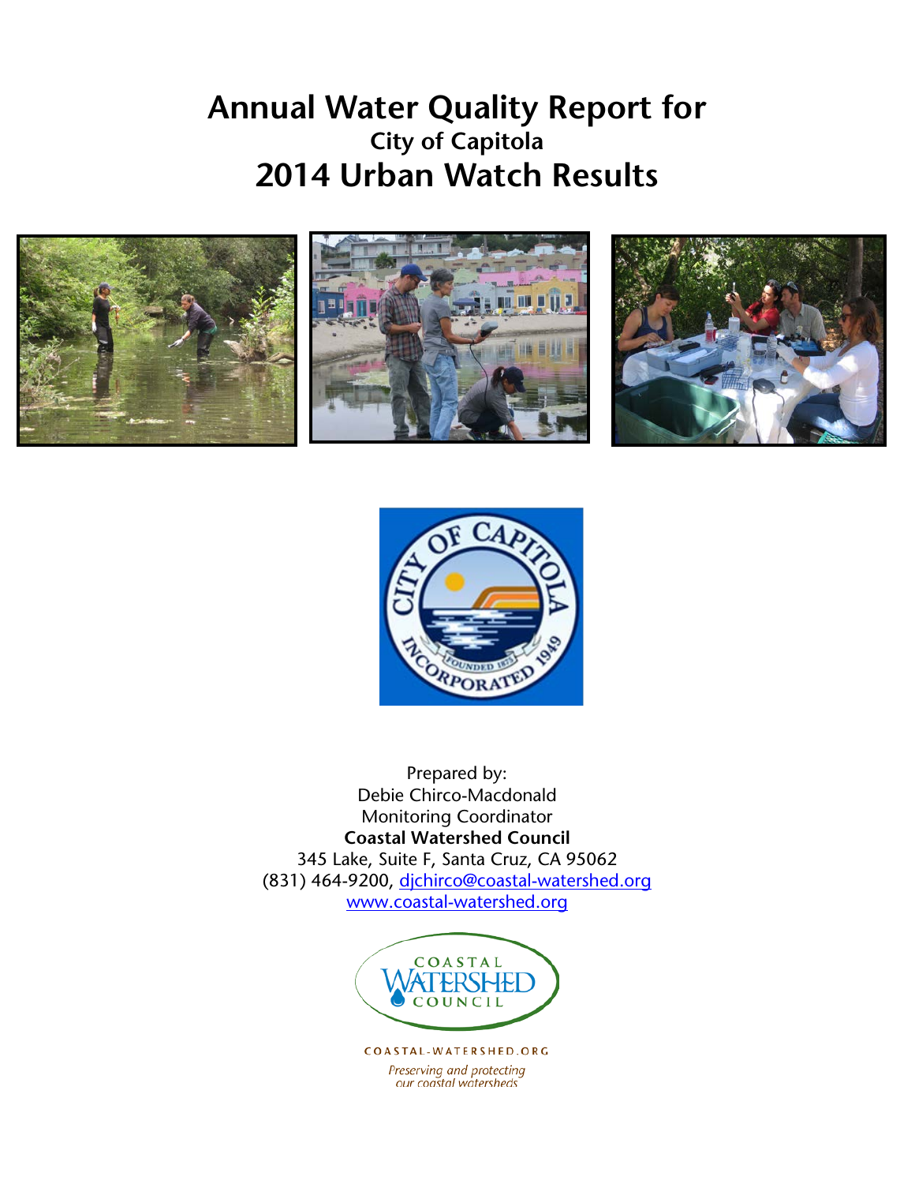# Annual Water Quality Report for

## City of Capitola

# 2014 Urban Watch Results

Prepared by:
Debie Chirco-Macdonald
Monitoring Coordinator
**Coastal Watershed Council**
345 Lake, Suite F, Santa Cruz, CA 95062
(831) 464-9200, djchirco@coastal-watershed.org
www.coastal-watershed.org

COASTAL-WATERSHED.ORG

*Preserving and protecting our coastal watersheds*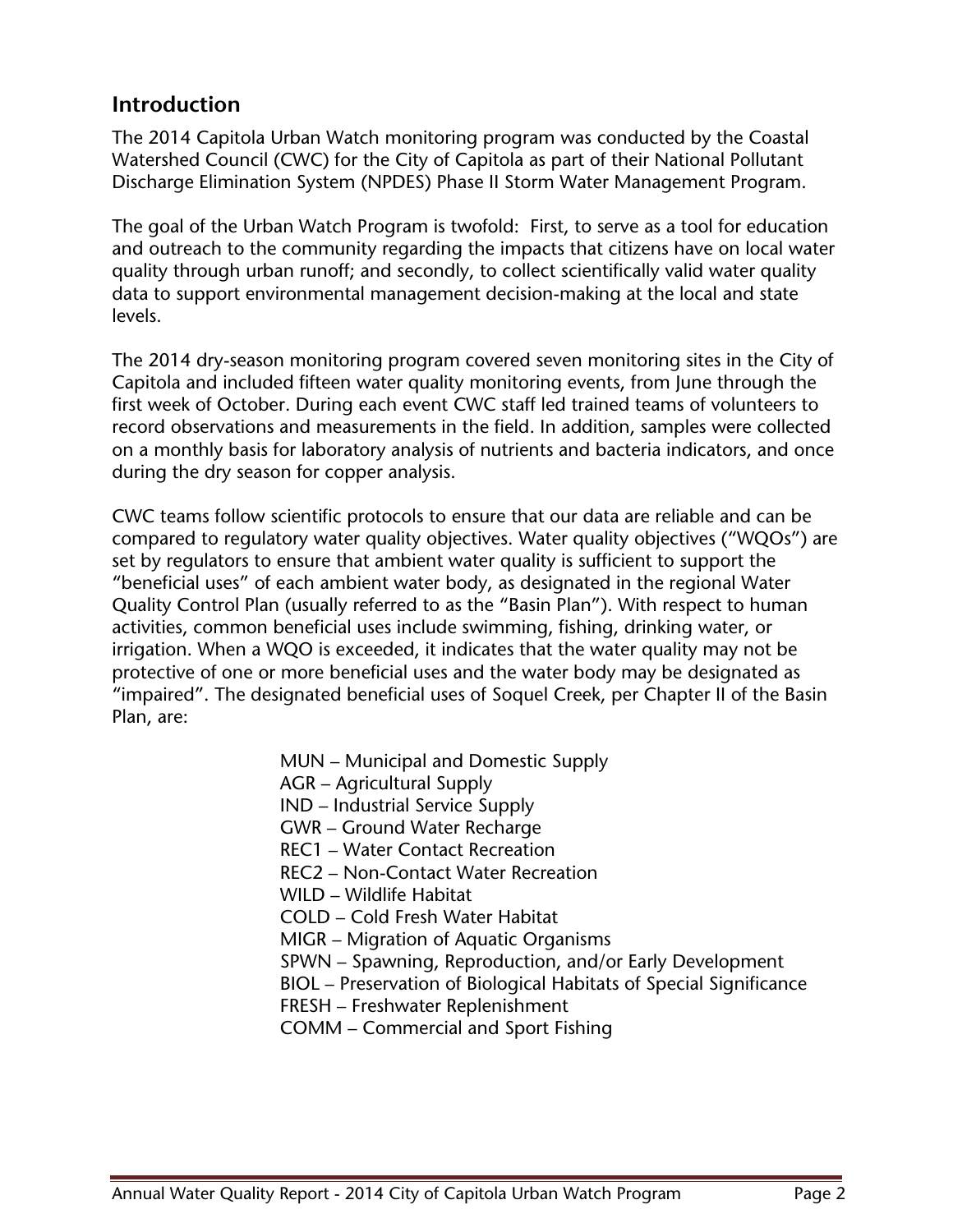## Introduction

The 2014 Capitola Urban Watch monitoring program was conducted by the Coastal Watershed Council (CWC) for the City of Capitola as part of their National Pollutant Discharge Elimination System (NPDES) Phase II Storm Water Management Program.

The goal of the Urban Watch Program is twofold: First, to serve as a tool for education and outreach to the community regarding the impacts that citizens have on local water quality through urban runoff; and secondly, to collect scientifically valid water quality data to support environmental management decision-making at the local and state levels.

The 2014 dry-season monitoring program covered seven monitoring sites in the City of Capitola and included fifteen water quality monitoring events, from June through the first week of October. During each event CWC staff led trained teams of volunteers to record observations and measurements in the field. In addition, samples were collected on a monthly basis for laboratory analysis of nutrients and bacteria indicators, and once during the dry season for copper analysis.

CWC teams follow scientific protocols to ensure that our data are reliable and can be compared to regulatory water quality objectives. Water quality objectives ("WQOs") are set by regulators to ensure that ambient water quality is sufficient to support the "beneficial uses" of each ambient water body, as designated in the regional Water Quality Control Plan (usually referred to as the "Basin Plan"). With respect to human activities, common beneficial uses include swimming, fishing, drinking water, or irrigation. When a WQO is exceeded, it indicates that the water quality may not be protective of one or more beneficial uses and the water body may be designated as "impaired". The designated beneficial uses of Soquel Creek, per Chapter II of the Basin Plan, are:

- MUN – Municipal and Domestic Supply
- AGR – Agricultural Supply
- IND – Industrial Service Supply
- GWR – Ground Water Recharge
- REC1 – Water Contact Recreation
- REC2 – Non-Contact Water Recreation
- WILD – Wildlife Habitat
- COLD – Cold Fresh Water Habitat
- MIGR – Migration of Aquatic Organisms
- SPWN – Spawning, Reproduction, and/or Early Development
- BIOL – Preservation of Biological Habitats of Special Significance
- FRESH – Freshwater Replenishment
- COMM – Commercial and Sport Fishing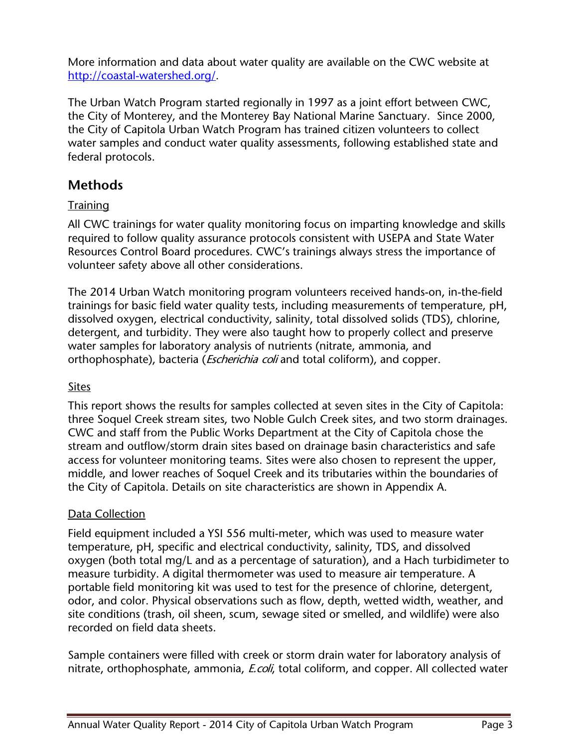More information and data about water quality are available on the CWC website at [http://coastal-watershed.org/](http://coastal-watershed.org/).

The Urban Watch Program started regionally in 1997 as a joint effort between CWC, the City of Monterey, and the Monterey Bay National Marine Sanctuary. Since 2000, the City of Capitola Urban Watch Program has trained citizen volunteers to collect water samples and conduct water quality assessments, following established state and federal protocols.

## Methods

### Training

All CWC trainings for water quality monitoring focus on imparting knowledge and skills required to follow quality assurance protocols consistent with USEPA and State Water Resources Control Board procedures. CWC's trainings always stress the importance of volunteer safety above all other considerations.

The 2014 Urban Watch monitoring program volunteers received hands-on, in-the-field trainings for basic field water quality tests, including measurements of temperature, pH, dissolved oxygen, electrical conductivity, salinity, total dissolved solids (TDS), chlorine, detergent, and turbidity. They were also taught how to properly collect and preserve water samples for laboratory analysis of nutrients (nitrate, ammonia, and orthophosphate), bacteria (*Escherichia coli* and total coliform), and copper.

### Sites

This report shows the results for samples collected at seven sites in the City of Capitola: three Soquel Creek stream sites, two Noble Gulch Creek sites, and two storm drainages. CWC and staff from the Public Works Department at the City of Capitola chose the stream and outflow/storm drain sites based on drainage basin characteristics and safe access for volunteer monitoring teams. Sites were also chosen to represent the upper, middle, and lower reaches of Soquel Creek and its tributaries within the boundaries of the City of Capitola. Details on site characteristics are shown in Appendix A.

### Data Collection

Field equipment included a YSI 556 multi-meter, which was used to measure water temperature, pH, specific and electrical conductivity, salinity, TDS, and dissolved oxygen (both total mg/L and as a percentage of saturation), and a Hach turbidimeter to measure turbidity. A digital thermometer was used to measure air temperature. A portable field monitoring kit was used to test for the presence of chlorine, detergent, odor, and color. Physical observations such as flow, depth, wetted width, weather, and site conditions (trash, oil sheen, scum, sewage sited or smelled, and wildlife) were also recorded on field data sheets.

Sample containers were filled with creek or storm drain water for laboratory analysis of nitrate, orthophosphate, ammonia, *E.coli*, total coliform, and copper. All collected water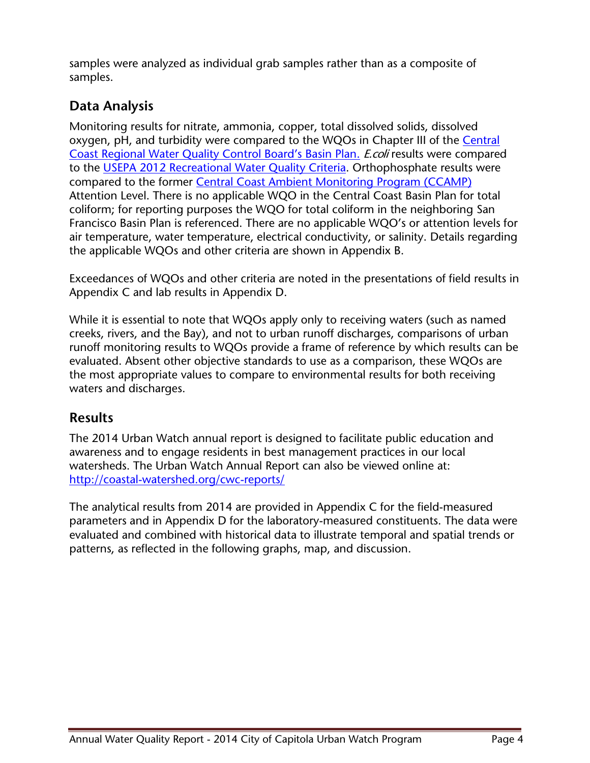samples were analyzed as individual grab samples rather than as a composite of samples.

## Data Analysis

Monitoring results for nitrate, ammonia, copper, total dissolved solids, dissolved oxygen, pH, and turbidity were compared to the WQOs in Chapter III of the [Central Coast Regional Water Quality Control Board's Basin Plan.](#) *E.coli* results were compared to the [USEPA 2012 Recreational Water Quality Criteria](#). Orthophosphate results were compared to the former [Central Coast Ambient Monitoring Program (CCAMP)](#) Attention Level. There is no applicable WQO in the Central Coast Basin Plan for total coliform; for reporting purposes the WQO for total coliform in the neighboring San Francisco Basin Plan is referenced. There are no applicable WQO's or attention levels for air temperature, water temperature, electrical conductivity, or salinity. Details regarding the applicable WQOs and other criteria are shown in Appendix B.

Exceedances of WQOs and other criteria are noted in the presentations of field results in Appendix C and lab results in Appendix D.

While it is essential to note that WQOs apply only to receiving waters (such as named creeks, rivers, and the Bay), and not to urban runoff discharges, comparisons of urban runoff monitoring results to WQOs provide a frame of reference by which results can be evaluated. Absent other objective standards to use as a comparison, these WQOs are the most appropriate values to compare to environmental results for both receiving waters and discharges.

## Results

The 2014 Urban Watch annual report is designed to facilitate public education and awareness and to engage residents in best management practices in our local watersheds. The Urban Watch Annual Report can also be viewed online at: [http://coastal-watershed.org/cwc-reports/](http://coastal-watershed.org/cwc-reports/)

The analytical results from 2014 are provided in Appendix C for the field-measured parameters and in Appendix D for the laboratory-measured constituents. The data were evaluated and combined with historical data to illustrate temporal and spatial trends or patterns, as reflected in the following graphs, map, and discussion.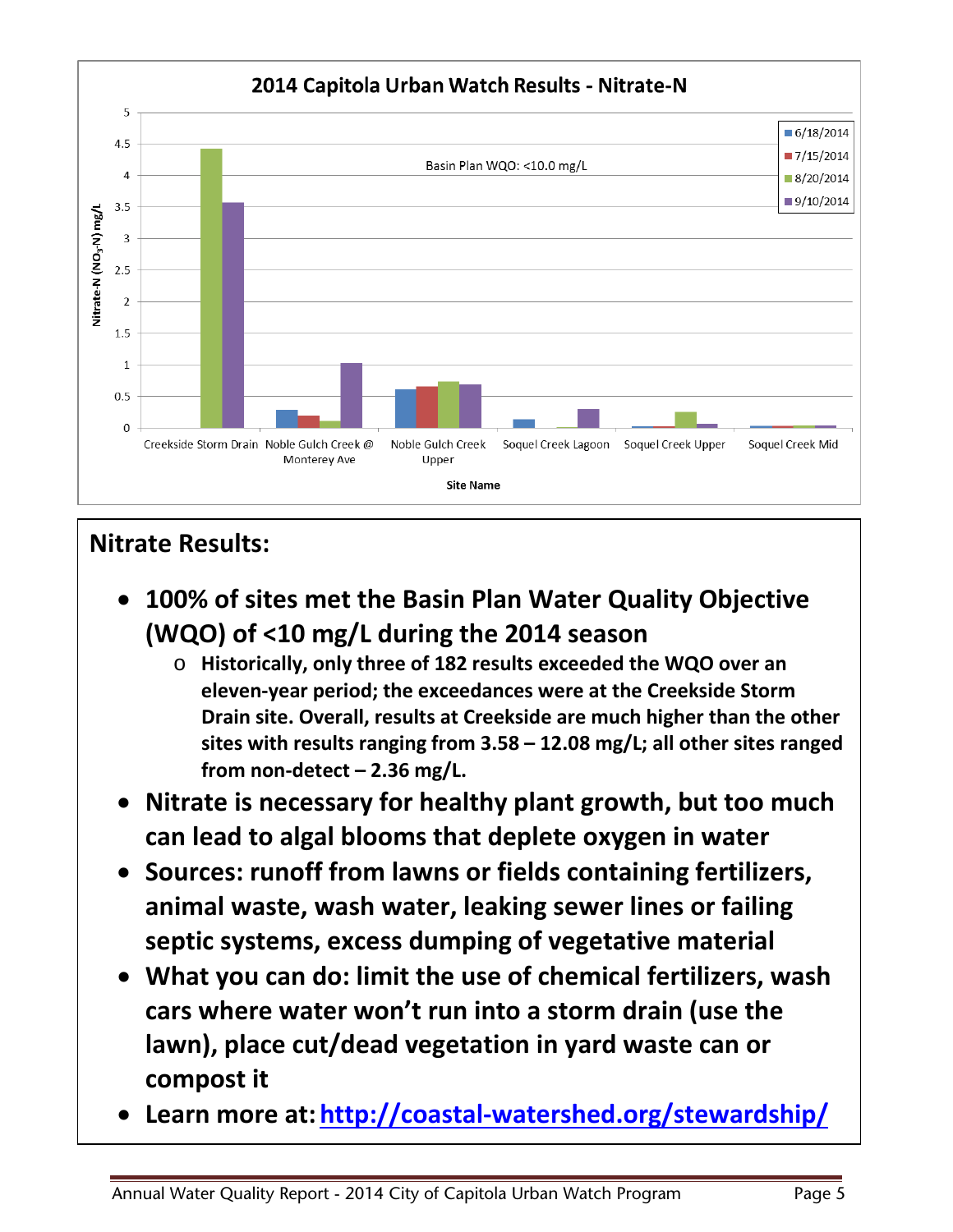## 2014 Capitola Urban Watch Results - Nitrate-N

Basin Plan WQO: <10.0 mg/L

Nitrate-N ($NO_3$-N) mg/L

Legend: 6/18/2014, 7/15/2014, 8/20/2014, 9/10/2014

Site Name: Creekside Storm Drain, Noble Gulch Creek @ Monterey Ave, Noble Gulch Creek Upper, Soquel Creek Lagoon, Soquel Creek Upper, Soquel Creek Mid

## Nitrate Results:

- **100% of sites met the Basin Plan Water Quality Objective (WQO) of <10 mg/L during the 2014 season**
  - **Historically, only three of 182 results exceeded the WQO over an eleven-year period; the exceedances were at the Creekside Storm Drain site. Overall, results at Creekside are much higher than the other sites with results ranging from 3.58 – 12.08 mg/L; all other sites ranged from non-detect – 2.36 mg/L.**
- **Nitrate is necessary for healthy plant growth, but too much can lead to algal blooms that deplete oxygen in water**
- **Sources: runoff from lawns or fields containing fertilizers, animal waste, wash water, leaking sewer lines or failing septic systems, excess dumping of vegetative material**
- **What you can do: limit the use of chemical fertilizers, wash cars where water won't run into a storm drain (use the lawn), place cut/dead vegetation in yard waste can or compost it**
- **Learn more at: [http://coastal-watershed.org/stewardship/](http://coastal-watershed.org/stewardship/)**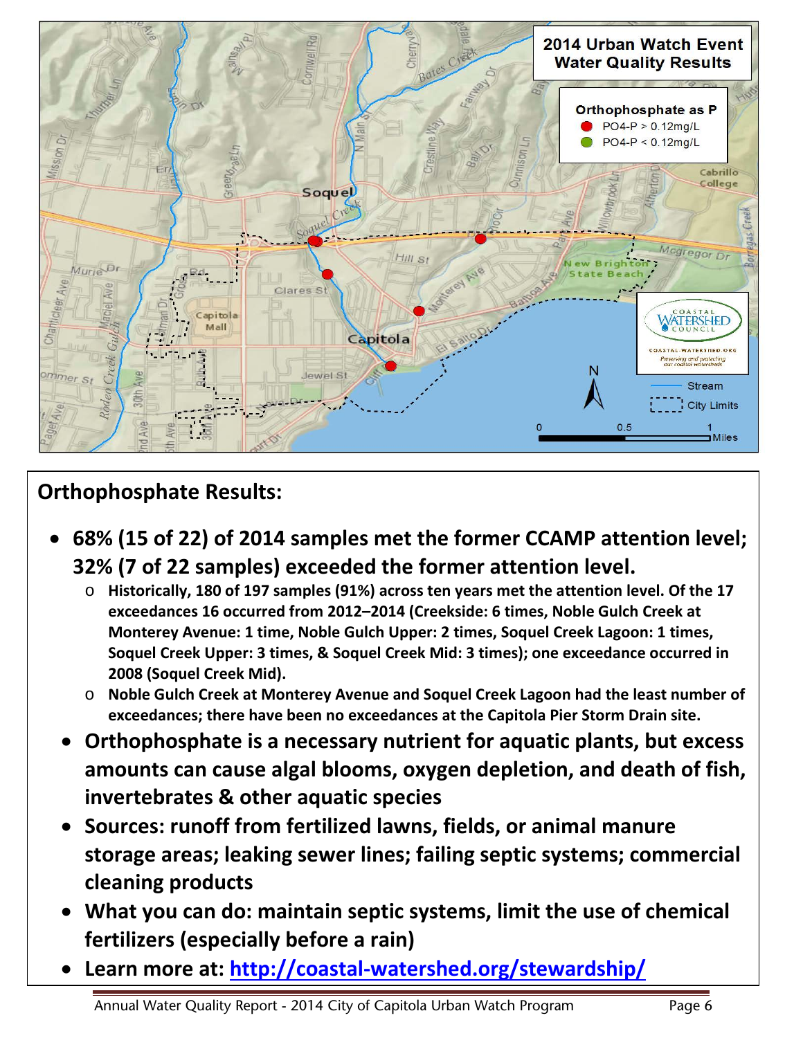## Orthophosphate Results:

- **68% (15 of 22) of 2014 samples met the former CCAMP attention level; 32% (7 of 22 samples) exceeded the former attention level.**
  - **Historically, 180 of 197 samples (91%) across ten years met the attention level. Of the 17 exceedances 16 occurred from 2012–2014 (Creekside: 6 times, Noble Gulch Creek at Monterey Avenue: 1 time, Noble Gulch Upper: 2 times, Soquel Creek Lagoon: 1 times, Soquel Creek Upper: 3 times, & Soquel Creek Mid: 3 times); one exceedance occurred in 2008 (Soquel Creek Mid).**
  - **Noble Gulch Creek at Monterey Avenue and Soquel Creek Lagoon had the least number of exceedances; there have been no exceedances at the Capitola Pier Storm Drain site.**
- **Orthophosphate is a necessary nutrient for aquatic plants, but excess amounts can cause algal blooms, oxygen depletion, and death of fish, invertebrates & other aquatic species**
- **Sources: runoff from fertilized lawns, fields, or animal manure storage areas; leaking sewer lines; failing septic systems; commercial cleaning products**
- **What you can do: maintain septic systems, limit the use of chemical fertilizers (especially before a rain)**
- **Learn more at: [http://coastal-watershed.org/stewardship/](http://coastal-watershed.org/stewardship/)**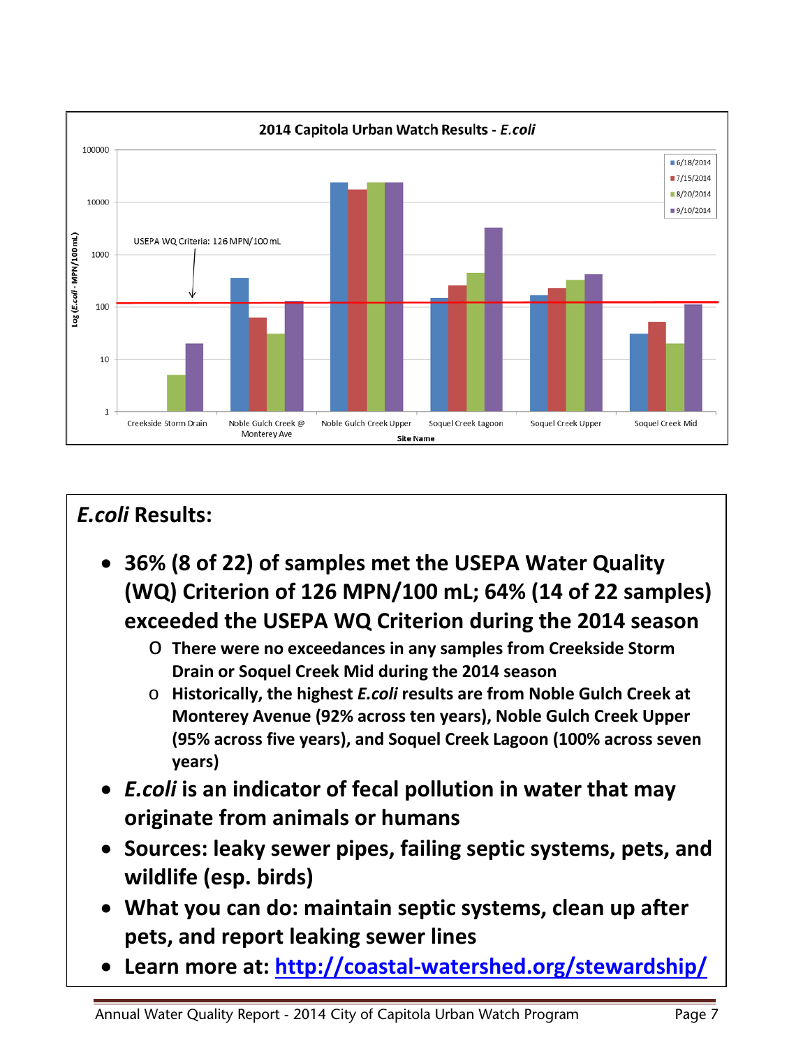2014 Capitola Urban Watch Results - *E.coli*

Log (*E.coli* - MPN/100 mL)

USEPA WQ Criteria: 126 MPN/100 mL

Site Name: Creekside Storm Drain, Noble Gulch Creek @ Monterey Ave, Noble Gulch Creek Upper, Soquel Creek Lagoon, Soquel Creek Upper, Soquel Creek Mid

Legend: 6/18/2014, 7/15/2014, 8/20/2014, 9/10/2014

## *E.coli* Results:

- **36% (8 of 22) of samples met the USEPA Water Quality (WQ) Criterion of 126 MPN/100 mL; 64% (14 of 22 samples) exceeded the USEPA WQ Criterion during the 2014 season**
  - **There were no exceedances in any samples from Creekside Storm Drain or Soquel Creek Mid during the 2014 season**
  - **Historically, the highest *E.coli* results are from Noble Gulch Creek at Monterey Avenue (92% across ten years), Noble Gulch Creek Upper (95% across five years), and Soquel Creek Lagoon (100% across seven years)**
- ***E.coli* is an indicator of fecal pollution in water that may originate from animals or humans**
- **Sources: leaky sewer pipes, failing septic systems, pets, and wildlife (esp. birds)**
- **What you can do: maintain septic systems, clean up after pets, and report leaking sewer lines**
- **Learn more at: [http://coastal-watershed.org/stewardship/](http://coastal-watershed.org/stewardship/)**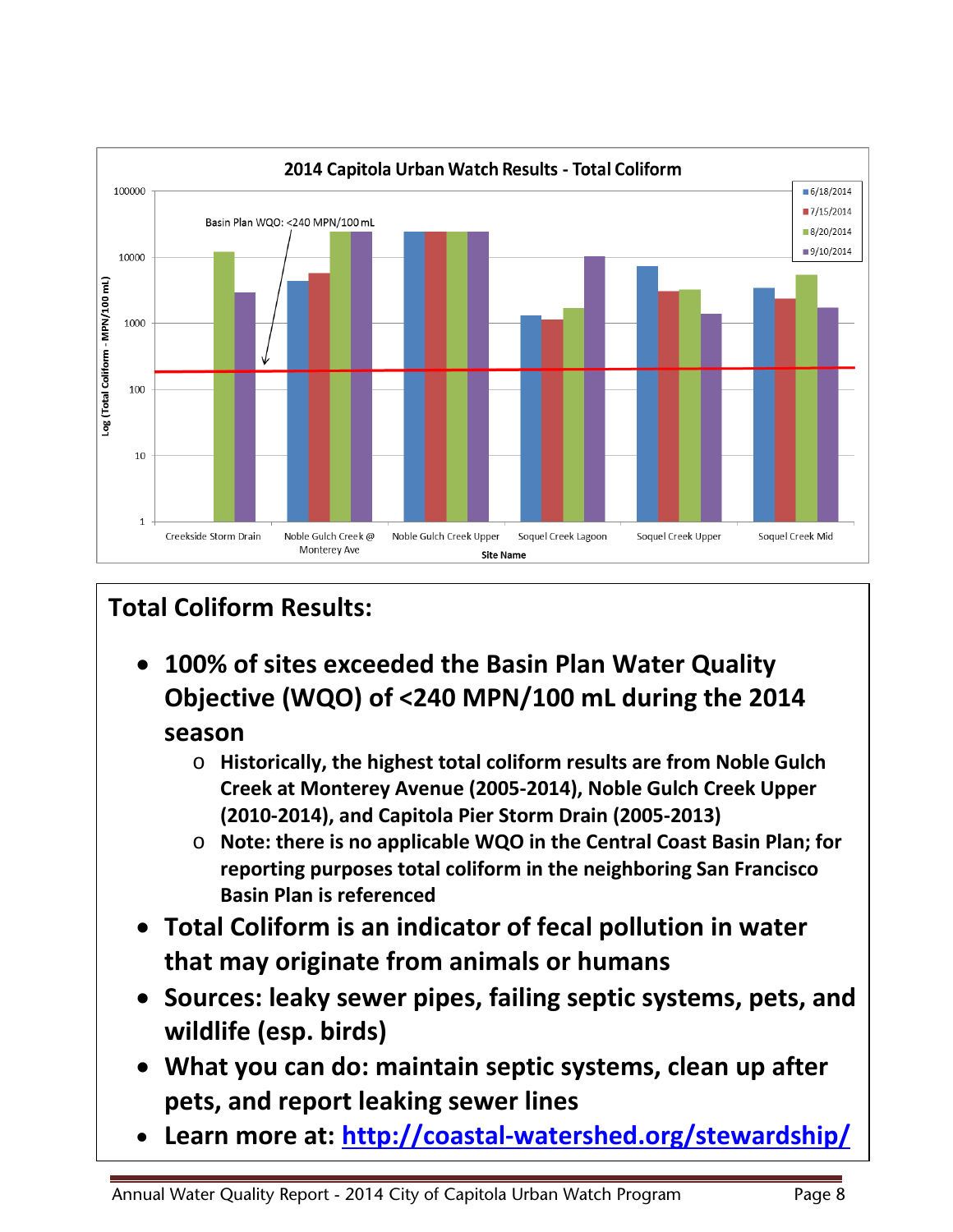**2014 Capitola Urban Watch Results - Total Coliform**

Basin Plan WQO: <240 MPN/100 mL

Log (Total Coliform - MPN/100 mL)

Site Name: Creekside Storm Drain, Noble Gulch Creek @ Monterey Ave, Noble Gulch Creek Upper, Soquel Creek Lagoon, Soquel Creek Upper, Soquel Creek Mid

Legend: 6/18/2014, 7/15/2014, 8/20/2014, 9/10/2014

## Total Coliform Results:

- **100% of sites exceeded the Basin Plan Water Quality Objective (WQO) of <240 MPN/100 mL during the 2014 season**
  - **Historically, the highest total coliform results are from Noble Gulch Creek at Monterey Avenue (2005-2014), Noble Gulch Creek Upper (2010-2014), and Capitola Pier Storm Drain (2005-2013)**
  - **Note: there is no applicable WQO in the Central Coast Basin Plan; for reporting purposes total coliform in the neighboring San Francisco Basin Plan is referenced**
- **Total Coliform is an indicator of fecal pollution in water that may originate from animals or humans**
- **Sources: leaky sewer pipes, failing septic systems, pets, and wildlife (esp. birds)**
- **What you can do: maintain septic systems, clean up after pets, and report leaking sewer lines**
- **Learn more at: [http://coastal-watershed.org/stewardship/](http://coastal-watershed.org/stewardship/)**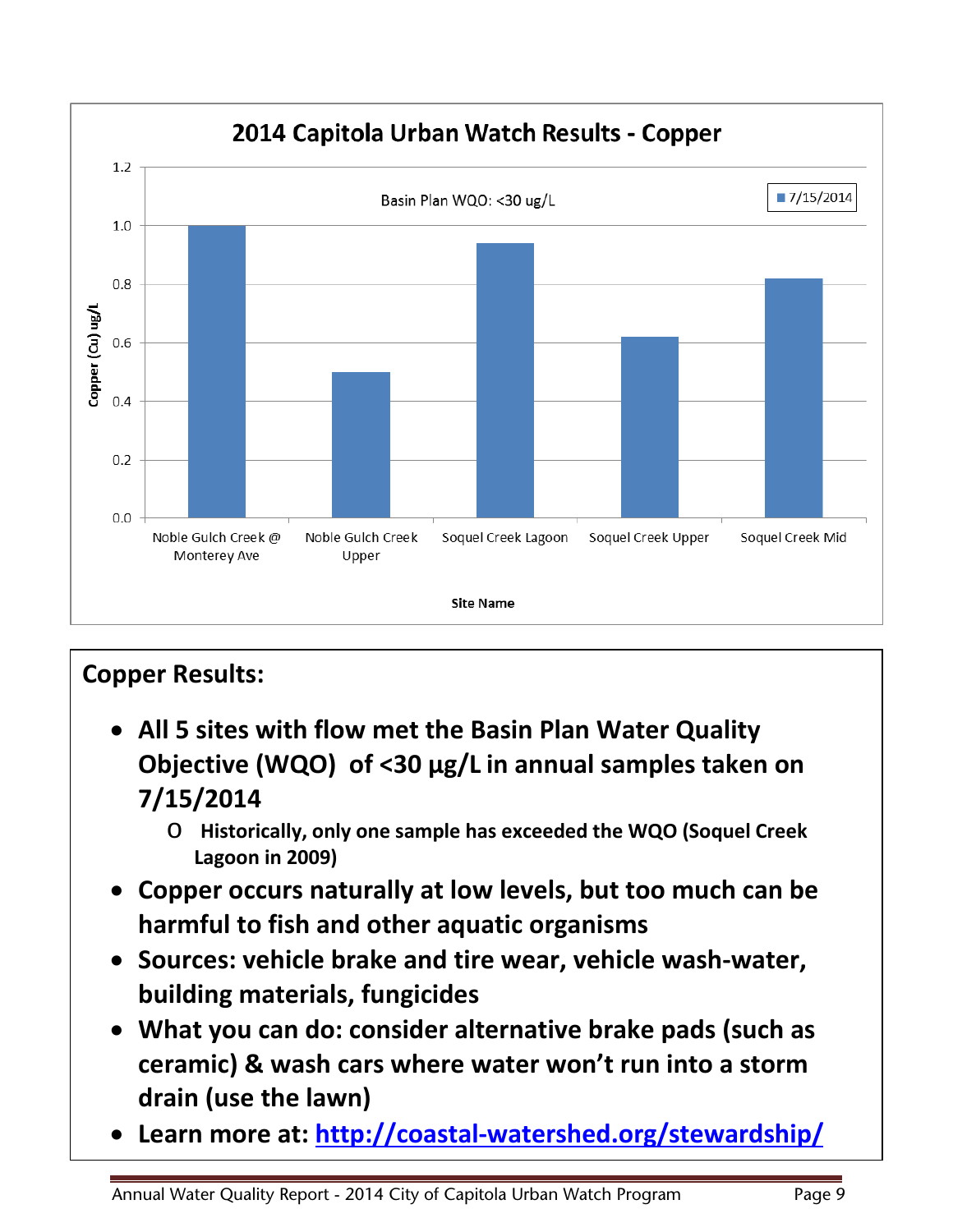## 2014 Capitola Urban Watch Results - Copper

Basin Plan WQO: <30 ug/L

| Site Name | Copper (Cu) ug/L (7/15/2014) |
| --- | --- |
| Noble Gulch Creek @ Monterey Ave | 1.0 |
| Noble Gulch Creek Upper | 0.5 |
| Soquel Creek Lagoon | 0.94 |
| Soquel Creek Upper | 0.62 |
| Soquel Creek Mid | 0.82 |

**Copper Results:**

- **All 5 sites with flow met the Basin Plan Water Quality Objective (WQO) of <30 µg/L in annual samples taken on 7/15/2014**
  - **Historically, only one sample has exceeded the WQO (Soquel Creek Lagoon in 2009)**
- **Copper occurs naturally at low levels, but too much can be harmful to fish and other aquatic organisms**
- **Sources: vehicle brake and tire wear, vehicle wash-water, building materials, fungicides**
- **What you can do: consider alternative brake pads (such as ceramic) & wash cars where water won't run into a storm drain (use the lawn)**
- **Learn more at: http://coastal-watershed.org/stewardship/**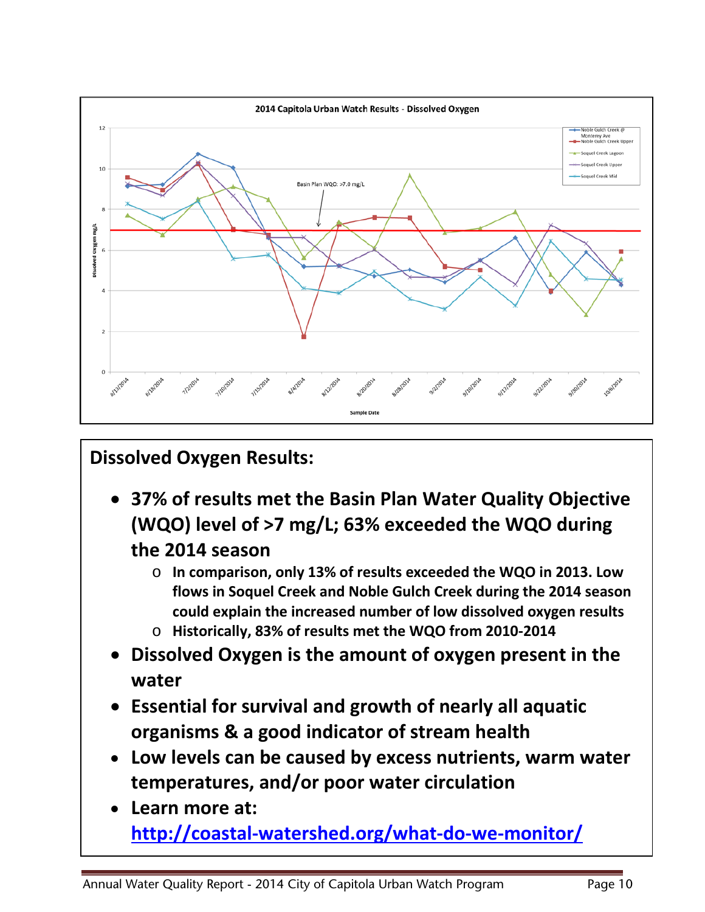2014 Capitola Urban Watch Results - Dissolved Oxygen

## Dissolved Oxygen Results:

- **37% of results met the Basin Plan Water Quality Objective (WQO) level of >7 mg/L; 63% exceeded the WQO during the 2014 season**
  - **In comparison, only 13% of results exceeded the WQO in 2013. Low flows in Soquel Creek and Noble Gulch Creek during the 2014 season could explain the increased number of low dissolved oxygen results**
  - **Historically, 83% of results met the WQO from 2010-2014**
- **Dissolved Oxygen is the amount of oxygen present in the water**
- **Essential for survival and growth of nearly all aquatic organisms & a good indicator of stream health**
- **Low levels can be caused by excess nutrients, warm water temperatures, and/or poor water circulation**
- **Learn more at: http://coastal-watershed.org/what-do-we-monitor/**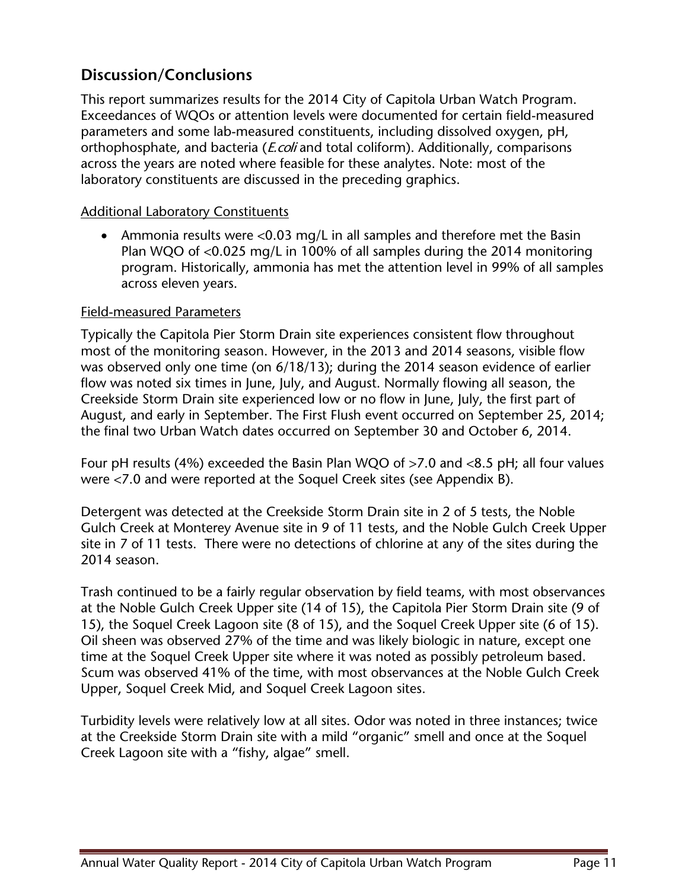## Discussion/Conclusions

This report summarizes results for the 2014 City of Capitola Urban Watch Program. Exceedances of WQOs or attention levels were documented for certain field-measured parameters and some lab-measured constituents, including dissolved oxygen, pH, orthophosphate, and bacteria (*E.coli* and total coliform). Additionally, comparisons across the years are noted where feasible for these analytes. Note: most of the laboratory constituents are discussed in the preceding graphics.

Additional Laboratory Constituents

- Ammonia results were <0.03 mg/L in all samples and therefore met the Basin Plan WQO of <0.025 mg/L in 100% of all samples during the 2014 monitoring program. Historically, ammonia has met the attention level in 99% of all samples across eleven years.

Field-measured Parameters

Typically the Capitola Pier Storm Drain site experiences consistent flow throughout most of the monitoring season. However, in the 2013 and 2014 seasons, visible flow was observed only one time (on 6/18/13); during the 2014 season evidence of earlier flow was noted six times in June, July, and August. Normally flowing all season, the Creekside Storm Drain site experienced low or no flow in June, July, the first part of August, and early in September. The First Flush event occurred on September 25, 2014; the final two Urban Watch dates occurred on September 30 and October 6, 2014.

Four pH results (4%) exceeded the Basin Plan WQO of >7.0 and <8.5 pH; all four values were <7.0 and were reported at the Soquel Creek sites (see Appendix B).

Detergent was detected at the Creekside Storm Drain site in 2 of 5 tests, the Noble Gulch Creek at Monterey Avenue site in 9 of 11 tests, and the Noble Gulch Creek Upper site in 7 of 11 tests. There were no detections of chlorine at any of the sites during the 2014 season.

Trash continued to be a fairly regular observation by field teams, with most observances at the Noble Gulch Creek Upper site (14 of 15), the Capitola Pier Storm Drain site (9 of 15), the Soquel Creek Lagoon site (8 of 15), and the Soquel Creek Upper site (6 of 15). Oil sheen was observed 27% of the time and was likely biologic in nature, except one time at the Soquel Creek Upper site where it was noted as possibly petroleum based. Scum was observed 41% of the time, with most observances at the Noble Gulch Creek Upper, Soquel Creek Mid, and Soquel Creek Lagoon sites.

Turbidity levels were relatively low at all sites. Odor was noted in three instances; twice at the Creekside Storm Drain site with a mild "organic" smell and once at the Soquel Creek Lagoon site with a "fishy, algae" smell.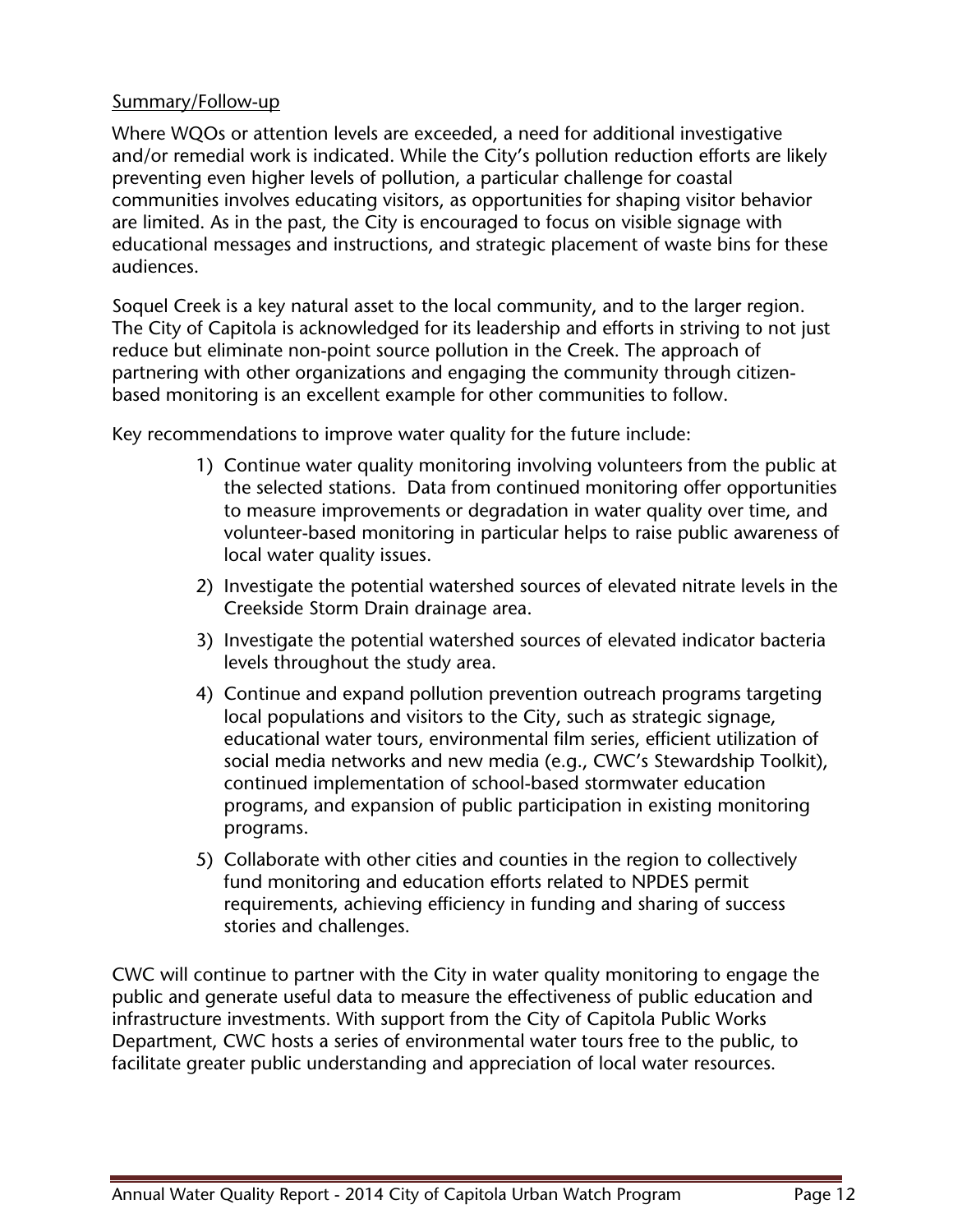Summary/Follow-up

Where WQOs or attention levels are exceeded, a need for additional investigative and/or remedial work is indicated. While the City's pollution reduction efforts are likely preventing even higher levels of pollution, a particular challenge for coastal communities involves educating visitors, as opportunities for shaping visitor behavior are limited. As in the past, the City is encouraged to focus on visible signage with educational messages and instructions, and strategic placement of waste bins for these audiences.

Soquel Creek is a key natural asset to the local community, and to the larger region. The City of Capitola is acknowledged for its leadership and efforts in striving to not just reduce but eliminate non-point source pollution in the Creek. The approach of partnering with other organizations and engaging the community through citizen-based monitoring is an excellent example for other communities to follow.

Key recommendations to improve water quality for the future include:

1) Continue water quality monitoring involving volunteers from the public at the selected stations. Data from continued monitoring offer opportunities to measure improvements or degradation in water quality over time, and volunteer-based monitoring in particular helps to raise public awareness of local water quality issues.
2) Investigate the potential watershed sources of elevated nitrate levels in the Creekside Storm Drain drainage area.
3) Investigate the potential watershed sources of elevated indicator bacteria levels throughout the study area.
4) Continue and expand pollution prevention outreach programs targeting local populations and visitors to the City, such as strategic signage, educational water tours, environmental film series, efficient utilization of social media networks and new media (e.g., CWC's Stewardship Toolkit), continued implementation of school-based stormwater education programs, and expansion of public participation in existing monitoring programs.
5) Collaborate with other cities and counties in the region to collectively fund monitoring and education efforts related to NPDES permit requirements, achieving efficiency in funding and sharing of success stories and challenges.

CWC will continue to partner with the City in water quality monitoring to engage the public and generate useful data to measure the effectiveness of public education and infrastructure investments. With support from the City of Capitola Public Works Department, CWC hosts a series of environmental water tours free to the public, to facilitate greater public understanding and appreciation of local water resources.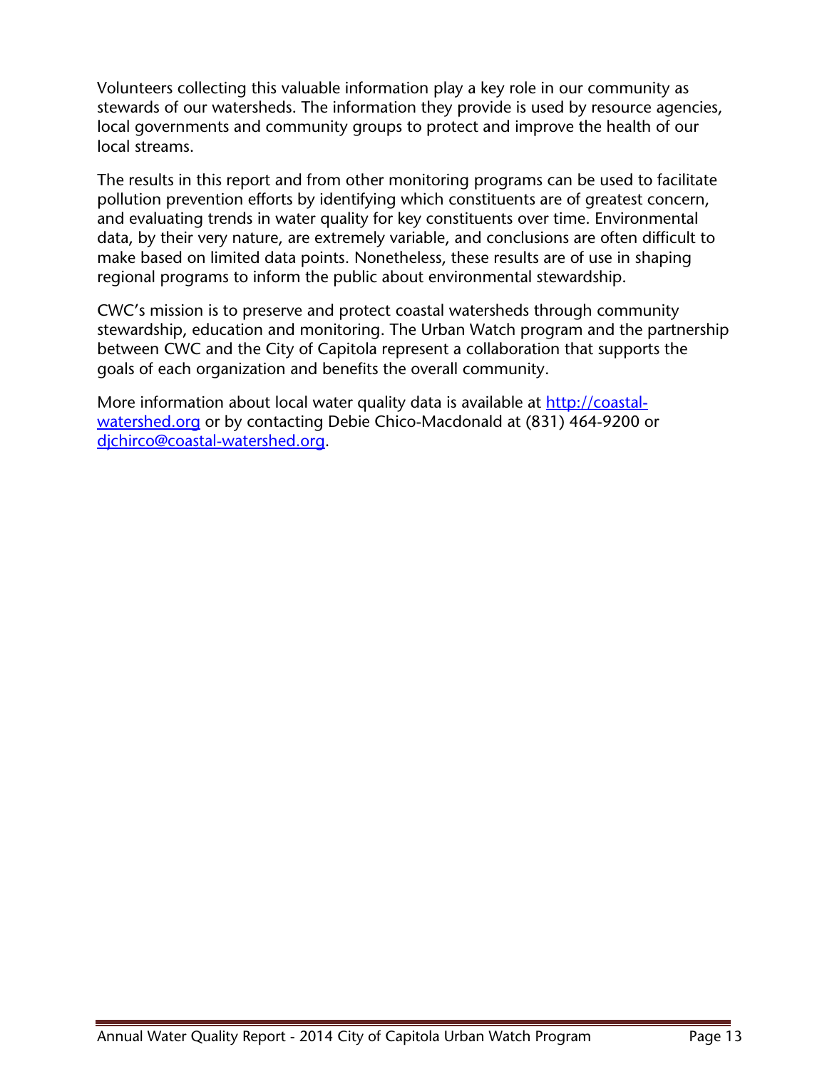Volunteers collecting this valuable information play a key role in our community as stewards of our watersheds. The information they provide is used by resource agencies, local governments and community groups to protect and improve the health of our local streams.

The results in this report and from other monitoring programs can be used to facilitate pollution prevention efforts by identifying which constituents are of greatest concern, and evaluating trends in water quality for key constituents over time. Environmental data, by their very nature, are extremely variable, and conclusions are often difficult to make based on limited data points. Nonetheless, these results are of use in shaping regional programs to inform the public about environmental stewardship.

CWC's mission is to preserve and protect coastal watersheds through community stewardship, education and monitoring. The Urban Watch program and the partnership between CWC and the City of Capitola represent a collaboration that supports the goals of each organization and benefits the overall community.

More information about local water quality data is available at [http://coastal-watershed.org](http://coastal-watershed.org) or by contacting Debie Chico-Macdonald at (831) 464-9200 or [djchirco@coastal-watershed.org](mailto:djchirco@coastal-watershed.org).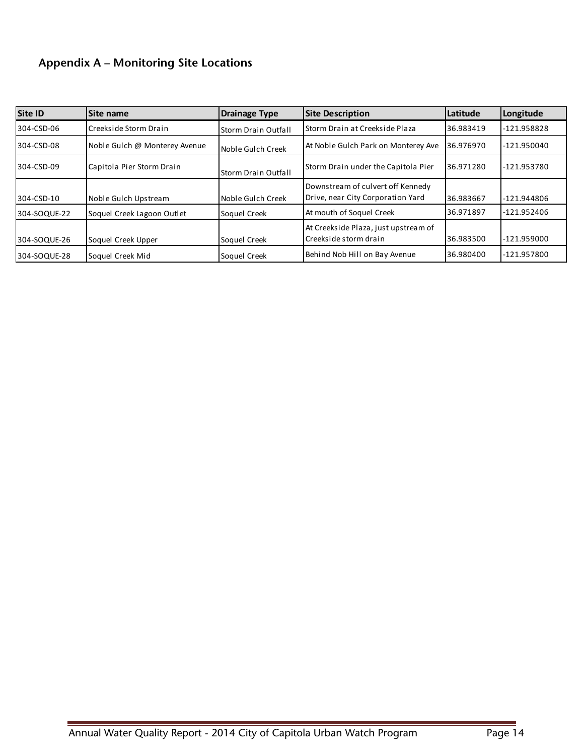## Appendix A – Monitoring Site Locations

| Site ID | Site name | Drainage Type | Site Description | Latitude | Longitude |
|---|---|---|---|---|---|
| 304-CSD-06 | Creekside Storm Drain | Storm Drain Outfall | Storm Drain at Creekside Plaza | 36.983419 | -121.958828 |
| 304-CSD-08 | Noble Gulch @ Monterey Avenue | Noble Gulch Creek | At Noble Gulch Park on Monterey Ave | 36.976970 | -121.950040 |
| 304-CSD-09 | Capitola Pier Storm Drain | Storm Drain Outfall | Storm Drain under the Capitola Pier | 36.971280 | -121.953780 |
| 304-CSD-10 | Noble Gulch Upstream | Noble Gulch Creek | Downstream of culvert off Kennedy Drive, near City Corporation Yard | 36.983667 | -121.944806 |
| 304-SOQUE-22 | Soquel Creek Lagoon Outlet | Soquel Creek | At mouth of Soquel Creek | 36.971897 | -121.952406 |
| 304-SOQUE-26 | Soquel Creek Upper | Soquel Creek | At Creekside Plaza, just upstream of Creekside storm drain | 36.983500 | -121.959000 |
| 304-SOQUE-28 | Soquel Creek Mid | Soquel Creek | Behind Nob Hill on Bay Avenue | 36.980400 | -121.957800 |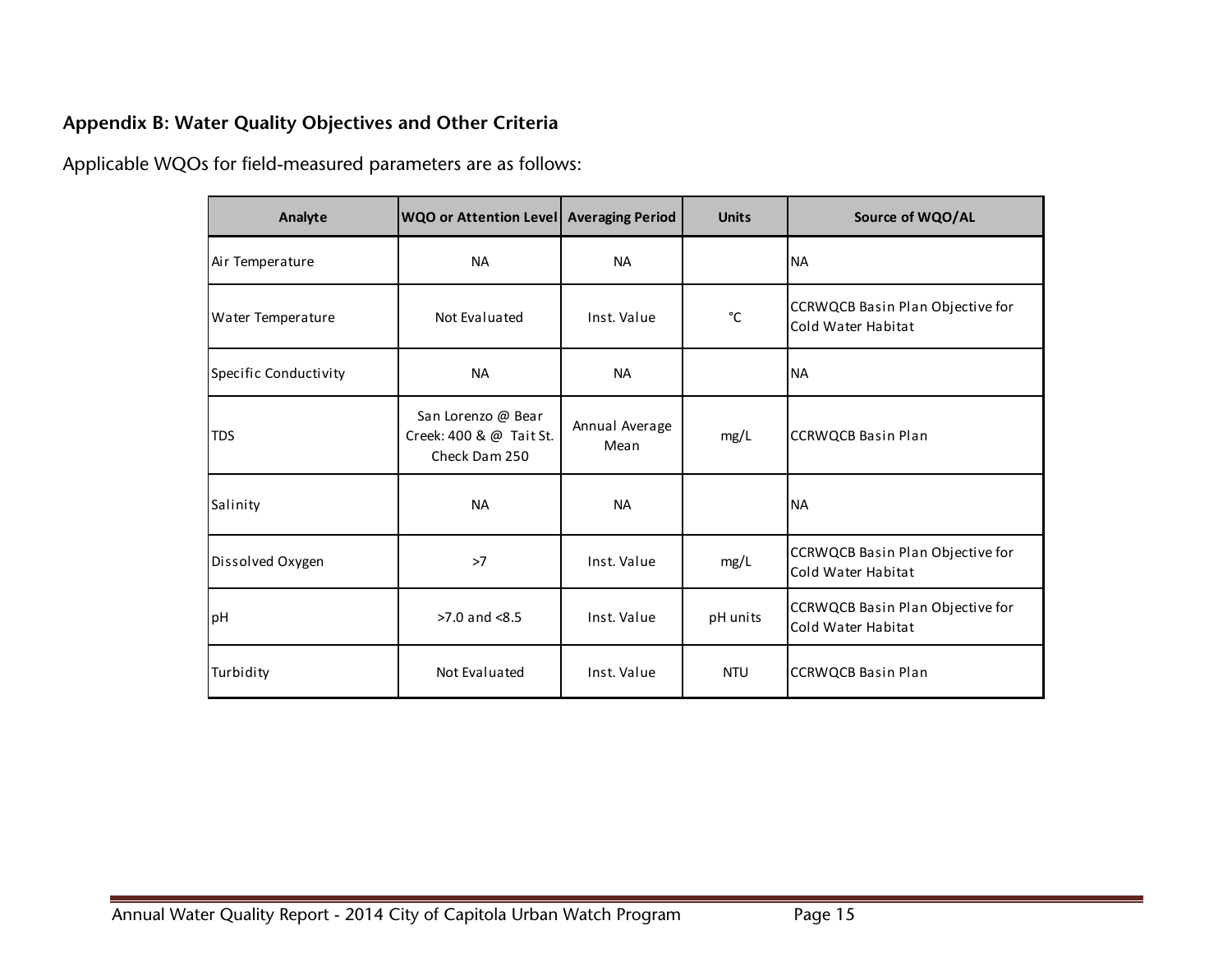### Appendix B: Water Quality Objectives and Other Criteria

Applicable WQOs for field-measured parameters are as follows:

| Analyte | WQO or Attention Level | Averaging Period | Units | Source of WQO/AL |
|---|---|---|---|---|
| Air Temperature | NA | NA | | NA |
| Water Temperature | Not Evaluated | Inst. Value | °C | CCRWQCB Basin Plan Objective for Cold Water Habitat |
| Specific Conductivity | NA | NA | | NA |
| TDS | San Lorenzo @ Bear Creek: 400 & @ Tait St. Check Dam 250 | Annual Average Mean | mg/L | CCRWQCB Basin Plan |
| Salinity | NA | NA | | NA |
| Dissolved Oxygen | >7 | Inst. Value | mg/L | CCRWQCB Basin Plan Objective for Cold Water Habitat |
| pH | >7.0 and <8.5 | Inst. Value | pH units | CCRWQCB Basin Plan Objective for Cold Water Habitat |
| Turbidity | Not Evaluated | Inst. Value | NTU | CCRWQCB Basin Plan |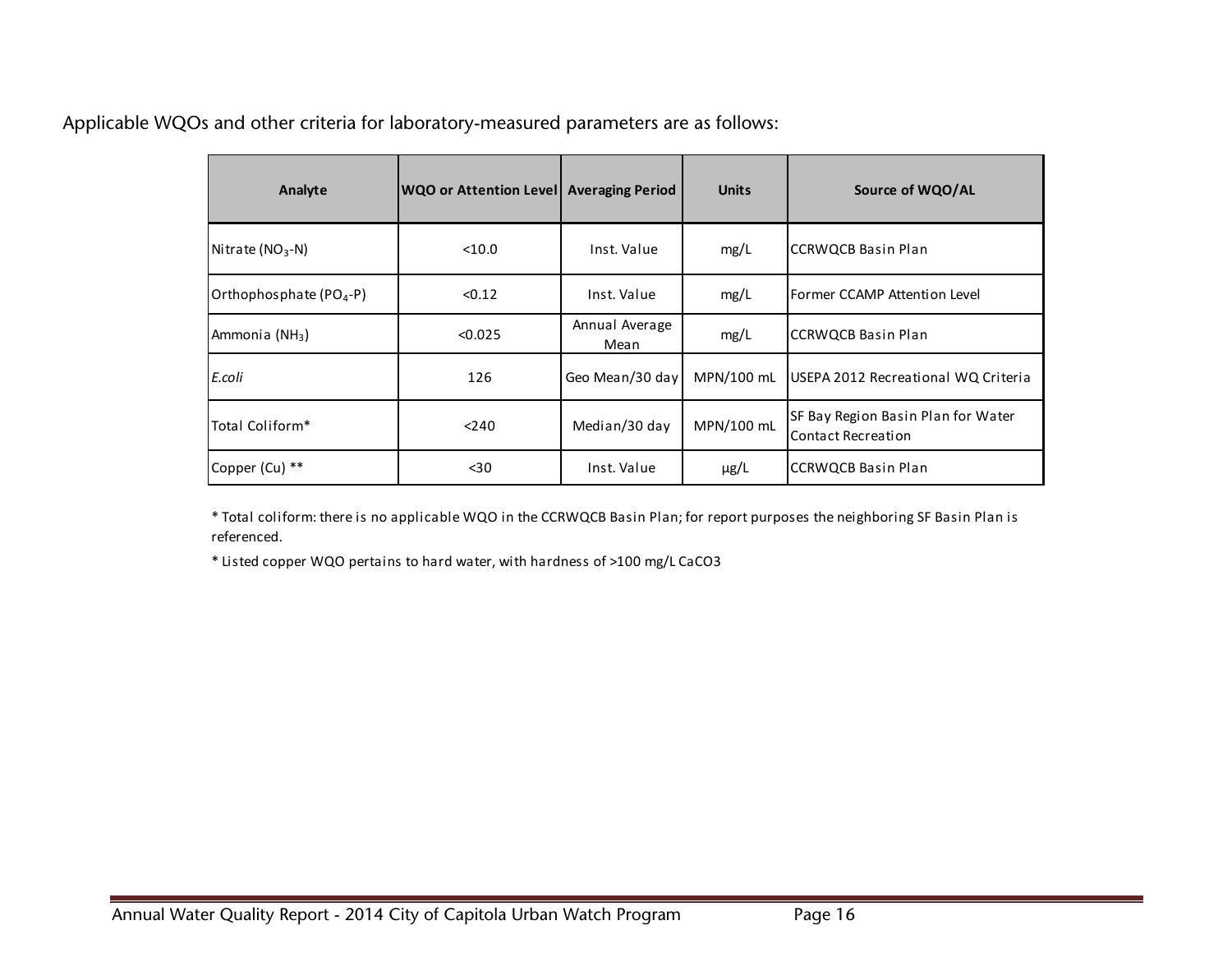Applicable WQOs and other criteria for laboratory-measured parameters are as follows:

| Analyte | WQO or Attention Level | Averaging Period | Units | Source of WQO/AL |
|---|---|---|---|---|
| Nitrate ($NO_3$-N) | <10.0 | Inst. Value | mg/L | CCRWQCB Basin Plan |
| Orthophosphate ($PO_4$-P) | <0.12 | Inst. Value | mg/L | Former CCAMP Attention Level |
| Ammonia ($NH_3$) | <0.025 | Annual Average Mean | mg/L | CCRWQCB Basin Plan |
| *E.coli* | 126 | Geo Mean/30 day | MPN/100 mL | USEPA 2012 Recreational WQ Criteria |
| Total Coliform* | <240 | Median/30 day | MPN/100 mL | SF Bay Region Basin Plan for Water Contact Recreation |
| Copper (Cu) ** | <30 | Inst. Value | µg/L | CCRWQCB Basin Plan |

* Total coliform: there is no applicable WQO in the CCRWQCB Basin Plan; for report purposes the neighboring SF Basin Plan is referenced.

* Listed copper WQO pertains to hard water, with hardness of >100 mg/L CaCO3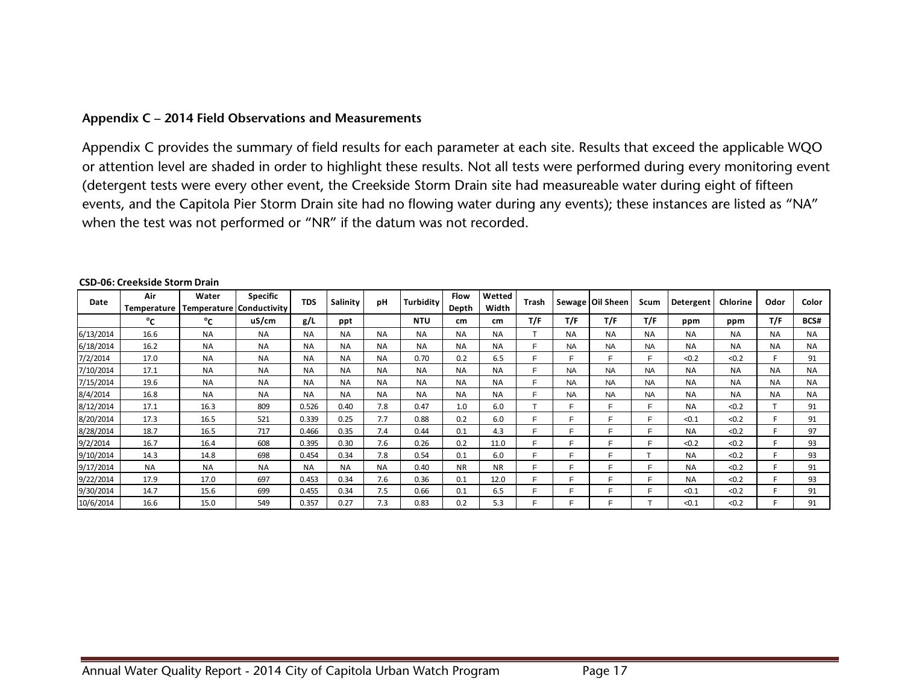**Appendix C – 2014 Field Observations and Measurements**

Appendix C provides the summary of field results for each parameter at each site. Results that exceed the applicable WQO or attention level are shaded in order to highlight these results. Not all tests were performed during every monitoring event (detergent tests were every other event, the Creekside Storm Drain site had measureable water during eight of fifteen events, and the Capitola Pier Storm Drain site had no flowing water during any events); these instances are listed as "NA" when the test was not performed or "NR" if the datum was not recorded.

**CSD-06: Creekside Storm Drain**

| Date | Air Temperature | Water Temperature | Specific Conductivity | TDS | Salinity | pH | Turbidity | Flow Depth | Wetted Width | Trash | Sewage | Oil Sheen | Scum | Detergent | Chlorine | Odor | Color |
|---|---|---|---|---|---|---|---|---|---|---|---|---|---|---|---|---|---|
| | °C | °C | uS/cm | g/L | ppt | | NTU | cm | cm | T/F | T/F | T/F | T/F | ppm | ppm | T/F | BCS# |
| 6/13/2014 | 16.6 | NA | NA | NA | NA | NA | NA | NA | NA | T | NA | NA | NA | NA | NA | NA | NA |
| 6/18/2014 | 16.2 | NA | NA | NA | NA | NA | NA | NA | NA | F | NA | NA | NA | NA | NA | NA | NA |
| 7/2/2014 | 17.0 | NA | NA | NA | NA | NA | 0.70 | 0.2 | 6.5 | F | F | F | F | <0.2 | <0.2 | F | 91 |
| 7/10/2014 | 17.1 | NA | NA | NA | NA | NA | NA | NA | NA | F | NA | NA | NA | NA | NA | NA | NA |
| 7/15/2014 | 19.6 | NA | NA | NA | NA | NA | NA | NA | NA | F | NA | NA | NA | NA | NA | NA | NA |
| 8/4/2014 | 16.8 | NA | NA | NA | NA | NA | NA | NA | NA | F | NA | NA | NA | NA | NA | NA | NA |
| 8/12/2014 | 17.1 | 16.3 | 809 | 0.526 | 0.40 | 7.8 | 0.47 | 1.0 | 6.0 | T | F | F | F | NA | <0.2 | T | 91 |
| 8/20/2014 | 17.3 | 16.5 | 521 | 0.339 | 0.25 | 7.7 | 0.88 | 0.2 | 6.0 | F | F | F | F | <0.1 | <0.2 | F | 91 |
| 8/28/2014 | 18.7 | 16.5 | 717 | 0.466 | 0.35 | 7.4 | 0.44 | 0.1 | 4.3 | F | F | F | F | NA | <0.2 | F | 97 |
| 9/2/2014 | 16.7 | 16.4 | 608 | 0.395 | 0.30 | 7.6 | 0.26 | 0.2 | 11.0 | F | F | F | F | <0.2 | <0.2 | F | 93 |
| 9/10/2014 | 14.3 | 14.8 | 698 | 0.454 | 0.34 | 7.8 | 0.54 | 0.1 | 6.0 | F | F | F | T | NA | <0.2 | F | 93 |
| 9/17/2014 | NA | NA | NA | NA | NA | NA | 0.40 | NR | NR | F | F | F | F | NA | <0.2 | F | 91 |
| 9/22/2014 | 17.9 | 17.0 | 697 | 0.453 | 0.34 | 7.6 | 0.36 | 0.1 | 12.0 | F | F | F | F | NA | <0.2 | F | 93 |
| 9/30/2014 | 14.7 | 15.6 | 699 | 0.455 | 0.34 | 7.5 | 0.66 | 0.1 | 6.5 | F | F | F | F | <0.1 | <0.2 | F | 91 |
| 10/6/2014 | 16.6 | 15.0 | 549 | 0.357 | 0.27 | 7.3 | 0.83 | 0.2 | 5.3 | F | F | F | T | <0.1 | <0.2 | F | 91 |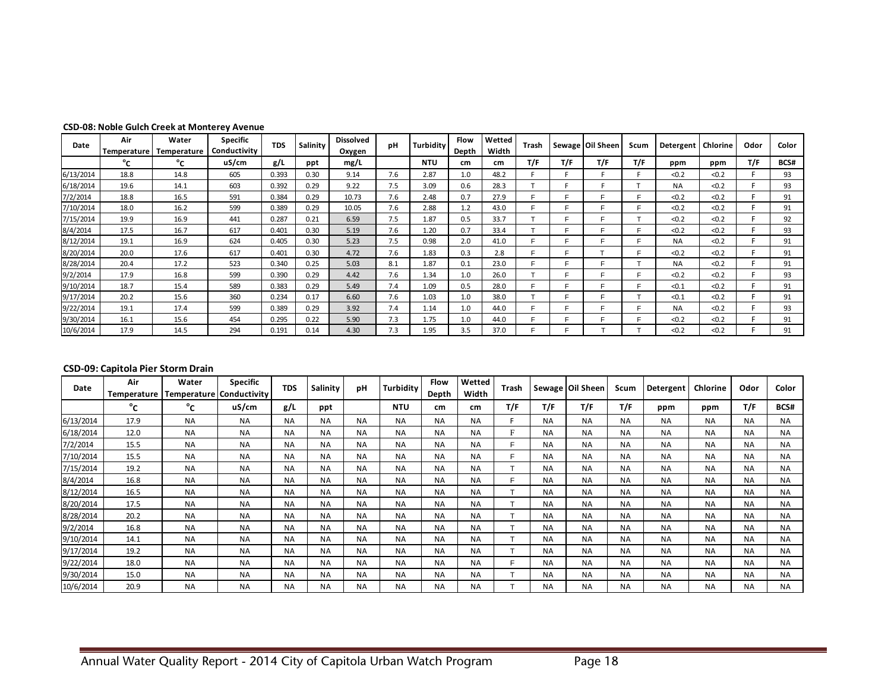**CSD-08: Noble Gulch Creek at Monterey Avenue**

| Date | Air Temperature | Water Temperature | Specific Conductivity | TDS | Salinity | Dissolved Oxygen | pH | Turbidity | Flow Depth | Wetted Width | Trash | Sewage | Oil Sheen | Scum | Detergent | Chlorine | Odor | Color |
|---|---|---|---|---|---|---|---|---|---|---|---|---|---|---|---|---|---|---|
| | °C | °C | uS/cm | g/L | ppt | mg/L | | NTU | cm | cm | T/F | T/F | T/F | T/F | ppm | ppm | T/F | BCS# |
| 6/13/2014 | 18.8 | 14.8 | 605 | 0.393 | 0.30 | 9.14 | 7.6 | 2.87 | 1.0 | 48.2 | F | F | F | F | <0.2 | <0.2 | F | 93 |
| 6/18/2014 | 19.6 | 14.1 | 603 | 0.392 | 0.29 | 9.22 | 7.5 | 3.09 | 0.6 | 28.3 | T | F | F | T | NA | <0.2 | F | 93 |
| 7/2/2014 | 18.8 | 16.5 | 591 | 0.384 | 0.29 | 10.73 | 7.6 | 2.48 | 0.7 | 27.9 | F | F | F | F | <0.2 | <0.2 | F | 91 |
| 7/10/2014 | 18.0 | 16.2 | 599 | 0.389 | 0.29 | 10.05 | 7.6 | 2.88 | 1.2 | 43.0 | F | F | F | F | <0.2 | <0.2 | F | 91 |
| 7/15/2014 | 19.9 | 16.9 | 441 | 0.287 | 0.21 | 6.59 | 7.5 | 1.87 | 0.5 | 33.7 | T | F | F | T | <0.2 | <0.2 | F | 92 |
| 8/4/2014 | 17.5 | 16.7 | 617 | 0.401 | 0.30 | 5.19 | 7.6 | 1.20 | 0.7 | 33.4 | T | F | F | F | <0.2 | <0.2 | F | 93 |
| 8/12/2014 | 19.1 | 16.9 | 624 | 0.405 | 0.30 | 5.23 | 7.5 | 0.98 | 2.0 | 41.0 | F | F | F | F | NA | <0.2 | F | 91 |
| 8/20/2014 | 20.0 | 17.6 | 617 | 0.401 | 0.30 | 4.72 | 7.6 | 1.83 | 0.3 | 2.8 | F | F | T | F | <0.2 | <0.2 | F | 91 |
| 8/28/2014 | 20.4 | 17.2 | 523 | 0.340 | 0.25 | 5.03 | 8.1 | 1.87 | 0.1 | 23.0 | F | F | F | T | NA | <0.2 | F | 91 |
| 9/2/2014 | 17.9 | 16.8 | 599 | 0.390 | 0.29 | 4.42 | 7.6 | 1.34 | 1.0 | 26.0 | T | F | F | F | <0.2 | <0.2 | F | 93 |
| 9/10/2014 | 18.7 | 15.4 | 589 | 0.383 | 0.29 | 5.49 | 7.4 | 1.09 | 0.5 | 28.0 | F | F | F | F | <0.1 | <0.2 | F | 91 |
| 9/17/2014 | 20.2 | 15.6 | 360 | 0.234 | 0.17 | 6.60 | 7.6 | 1.03 | 1.0 | 38.0 | T | F | F | T | <0.1 | <0.2 | F | 91 |
| 9/22/2014 | 19.1 | 17.4 | 599 | 0.389 | 0.29 | 3.92 | 7.4 | 1.14 | 1.0 | 44.0 | F | F | F | F | NA | <0.2 | F | 93 |
| 9/30/2014 | 16.1 | 15.6 | 454 | 0.295 | 0.22 | 5.90 | 7.3 | 1.75 | 1.0 | 44.0 | F | F | F | F | <0.2 | <0.2 | F | 91 |
| 10/6/2014 | 17.9 | 14.5 | 294 | 0.191 | 0.14 | 4.30 | 7.3 | 1.95 | 3.5 | 37.0 | F | F | T | T | <0.2 | <0.2 | F | 91 |

**CSD-09: Capitola Pier Storm Drain**

| Date | Air Temperature | Water Temperature | Specific Conductivity | TDS | Salinity | pH | Turbidity | Flow Depth | Wetted Width | Trash | Sewage | Oil Sheen | Scum | Detergent | Chlorine | Odor | Color |
|---|---|---|---|---|---|---|---|---|---|---|---|---|---|---|---|---|---|
| | °C | °C | uS/cm | g/L | ppt | | NTU | cm | cm | T/F | T/F | T/F | T/F | ppm | ppm | T/F | BCS# |
| 6/13/2014 | 17.9 | NA | NA | NA | NA | NA | NA | NA | NA | F | NA | NA | NA | NA | NA | NA | NA |
| 6/18/2014 | 12.0 | NA | NA | NA | NA | NA | NA | NA | NA | F | NA | NA | NA | NA | NA | NA | NA |
| 7/2/2014 | 15.5 | NA | NA | NA | NA | NA | NA | NA | NA | F | NA | NA | NA | NA | NA | NA | NA |
| 7/10/2014 | 15.5 | NA | NA | NA | NA | NA | NA | NA | NA | F | NA | NA | NA | NA | NA | NA | NA |
| 7/15/2014 | 19.2 | NA | NA | NA | NA | NA | NA | NA | NA | T | NA | NA | NA | NA | NA | NA | NA |
| 8/4/2014 | 16.8 | NA | NA | NA | NA | NA | NA | NA | NA | F | NA | NA | NA | NA | NA | NA | NA |
| 8/12/2014 | 16.5 | NA | NA | NA | NA | NA | NA | NA | NA | T | NA | NA | NA | NA | NA | NA | NA |
| 8/20/2014 | 17.5 | NA | NA | NA | NA | NA | NA | NA | NA | T | NA | NA | NA | NA | NA | NA | NA |
| 8/28/2014 | 20.2 | NA | NA | NA | NA | NA | NA | NA | NA | T | NA | NA | NA | NA | NA | NA | NA |
| 9/2/2014 | 16.8 | NA | NA | NA | NA | NA | NA | NA | NA | T | NA | NA | NA | NA | NA | NA | NA |
| 9/10/2014 | 14.1 | NA | NA | NA | NA | NA | NA | NA | NA | T | NA | NA | NA | NA | NA | NA | NA |
| 9/17/2014 | 19.2 | NA | NA | NA | NA | NA | NA | NA | NA | T | NA | NA | NA | NA | NA | NA | NA |
| 9/22/2014 | 18.0 | NA | NA | NA | NA | NA | NA | NA | NA | F | NA | NA | NA | NA | NA | NA | NA |
| 9/30/2014 | 15.0 | NA | NA | NA | NA | NA | NA | NA | NA | T | NA | NA | NA | NA | NA | NA | NA |
| 10/6/2014 | 20.9 | NA | NA | NA | NA | NA | NA | NA | NA | T | NA | NA | NA | NA | NA | NA | NA |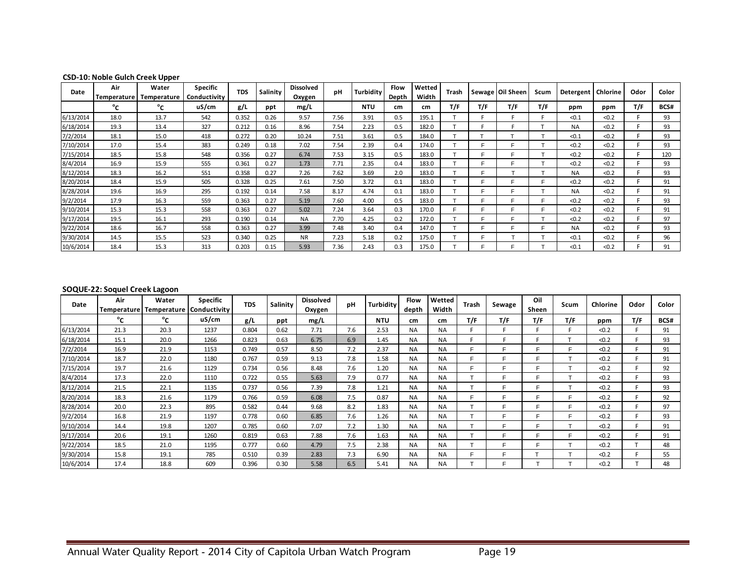**CSD-10: Noble Gulch Creek Upper**

| Date | Air Temperature | Water Temperature | Specific Conductivity | TDS | Salinity | Dissolved Oxygen | pH | Turbidity | Flow Depth | Wetted Width | Trash | Sewage | Oil Sheen | Scum | Detergent | Chlorine | Odor | Color |
|---|---|---|---|---|---|---|---|---|---|---|---|---|---|---|---|---|---|---|
| | °C | °C | uS/cm | g/L | ppt | mg/L | | NTU | cm | cm | T/F | T/F | T/F | T/F | ppm | ppm | T/F | BCS# |
| 6/13/2014 | 18.0 | 13.7 | 542 | 0.352 | 0.26 | 9.57 | 7.56 | 3.91 | 0.5 | 195.1 | T | F | F | F | <0.1 | <0.2 | F | 93 |
| 6/18/2014 | 19.3 | 13.4 | 327 | 0.212 | 0.16 | 8.96 | 7.54 | 2.23 | 0.5 | 182.0 | T | F | F | T | NA | <0.2 | F | 93 |
| 7/2/2014 | 18.1 | 15.0 | 418 | 0.272 | 0.20 | 10.24 | 7.51 | 3.61 | 0.5 | 184.0 | T | T | T | T | <0.1 | <0.2 | F | 93 |
| 7/10/2014 | 17.0 | 15.4 | 383 | 0.249 | 0.18 | 7.02 | 7.54 | 2.39 | 0.4 | 174.0 | T | F | F | T | <0.2 | <0.2 | F | 93 |
| 7/15/2014 | 18.5 | 15.8 | 548 | 0.356 | 0.27 | 6.74 | 7.53 | 3.15 | 0.5 | 183.0 | T | F | F | T | <0.2 | <0.2 | F | 120 |
| 8/4/2014 | 16.9 | 15.9 | 555 | 0.361 | 0.27 | 1.73 | 7.71 | 2.35 | 0.4 | 183.0 | T | F | F | T | <0.2 | <0.2 | F | 93 |
| 8/12/2014 | 18.3 | 16.2 | 551 | 0.358 | 0.27 | 7.26 | 7.62 | 3.69 | 2.0 | 183.0 | T | F | T | T | NA | <0.2 | F | 93 |
| 8/20/2014 | 18.4 | 15.9 | 505 | 0.328 | 0.25 | 7.61 | 7.50 | 3.72 | 0.1 | 183.0 | T | F | F | F | <0.2 | <0.2 | F | 91 |
| 8/28/2014 | 19.6 | 16.9 | 295 | 0.192 | 0.14 | 7.58 | 8.17 | 4.74 | 0.1 | 183.0 | T | F | F | T | NA | <0.2 | F | 91 |
| 9/2/2014 | 17.9 | 16.3 | 559 | 0.363 | 0.27 | 5.19 | 7.60 | 4.00 | 0.5 | 183.0 | T | F | F | F | <0.2 | <0.2 | F | 93 |
| 9/10/2014 | 15.3 | 15.3 | 558 | 0.363 | 0.27 | 5.02 | 7.24 | 3.64 | 0.3 | 170.0 | F | F | F | F | <0.2 | <0.2 | F | 91 |
| 9/17/2014 | 19.5 | 16.1 | 293 | 0.190 | 0.14 | NA | 7.70 | 4.25 | 0.2 | 172.0 | T | F | F | T | <0.2 | <0.2 | F | 97 |
| 9/22/2014 | 18.6 | 16.7 | 558 | 0.363 | 0.27 | 3.99 | 7.48 | 3.40 | 0.4 | 147.0 | T | F | F | F | NA | <0.2 | F | 93 |
| 9/30/2014 | 14.5 | 15.5 | 523 | 0.340 | 0.25 | NR | 7.23 | 5.18 | 0.2 | 175.0 | T | F | T | T | <0.1 | <0.2 | F | 96 |
| 10/6/2014 | 18.4 | 15.3 | 313 | 0.203 | 0.15 | 5.93 | 7.36 | 2.43 | 0.3 | 175.0 | T | F | F | T | <0.1 | <0.2 | F | 91 |

**SOQUE-22: Soquel Creek Lagoon**

| Date | Air Temperature | Water Temperature | Specific Conductivity | TDS | Salinity | Dissolved Oxygen | pH | Turbidity | Flow depth | Wetted Width | Trash | Sewage | Oil Sheen | Scum | Chlorine | Odor | Color |
|---|---|---|---|---|---|---|---|---|---|---|---|---|---|---|---|---|---|
| | °C | °C | uS/cm | g/L | ppt | mg/L | | NTU | cm | cm | T/F | T/F | T/F | T/F | ppm | T/F | BCS# |
| 6/13/2014 | 21.3 | 20.3 | 1237 | 0.804 | 0.62 | 7.71 | 7.6 | 2.53 | NA | NA | F | F | F | F | <0.2 | F | 91 |
| 6/18/2014 | 15.1 | 20.0 | 1266 | 0.823 | 0.63 | 6.75 | 6.9 | 1.45 | NA | NA | F | F | F | T | <0.2 | F | 93 |
| 7/2/2014 | 16.9 | 21.9 | 1153 | 0.749 | 0.57 | 8.50 | 7.2 | 2.37 | NA | NA | F | F | F | F | <0.2 | F | 91 |
| 7/10/2014 | 18.7 | 22.0 | 1180 | 0.767 | 0.59 | 9.13 | 7.8 | 1.58 | NA | NA | F | F | F | T | <0.2 | F | 91 |
| 7/15/2014 | 19.7 | 21.6 | 1129 | 0.734 | 0.56 | 8.48 | 7.6 | 1.20 | NA | NA | F | F | F | T | <0.2 | F | 92 |
| 8/4/2014 | 17.3 | 22.0 | 1110 | 0.722 | 0.55 | 5.63 | 7.9 | 0.77 | NA | NA | T | F | F | T | <0.2 | F | 93 |
| 8/12/2014 | 21.5 | 22.1 | 1135 | 0.737 | 0.56 | 7.39 | 7.8 | 1.21 | NA | NA | T | F | F | T | <0.2 | F | 93 |
| 8/20/2014 | 18.3 | 21.6 | 1179 | 0.766 | 0.59 | 6.08 | 7.5 | 0.87 | NA | NA | F | F | F | F | <0.2 | F | 92 |
| 8/28/2014 | 20.0 | 22.3 | 895 | 0.582 | 0.44 | 9.68 | 8.2 | 1.83 | NA | NA | T | F | F | F | <0.2 | F | 97 |
| 9/2/2014 | 16.8 | 21.9 | 1197 | 0.778 | 0.60 | 6.85 | 7.6 | 1.26 | NA | NA | T | F | F | F | <0.2 | F | 93 |
| 9/10/2014 | 14.4 | 19.8 | 1207 | 0.785 | 0.60 | 7.07 | 7.2 | 1.30 | NA | NA | T | F | F | T | <0.2 | F | 91 |
| 9/17/2014 | 20.6 | 19.1 | 1260 | 0.819 | 0.63 | 7.88 | 7.6 | 1.63 | NA | NA | T | F | F | F | <0.2 | F | 91 |
| 9/22/2014 | 18.5 | 21.0 | 1195 | 0.777 | 0.60 | 4.79 | 7.5 | 2.38 | NA | NA | T | F | F | T | <0.2 | T | 48 |
| 9/30/2014 | 15.8 | 19.1 | 785 | 0.510 | 0.39 | 2.83 | 7.3 | 6.90 | NA | NA | F | F | T | T | <0.2 | F | 55 |
| 10/6/2014 | 17.4 | 18.8 | 609 | 0.396 | 0.30 | 5.58 | 6.5 | 5.41 | NA | NA | T | F | T | T | <0.2 | T | 48 |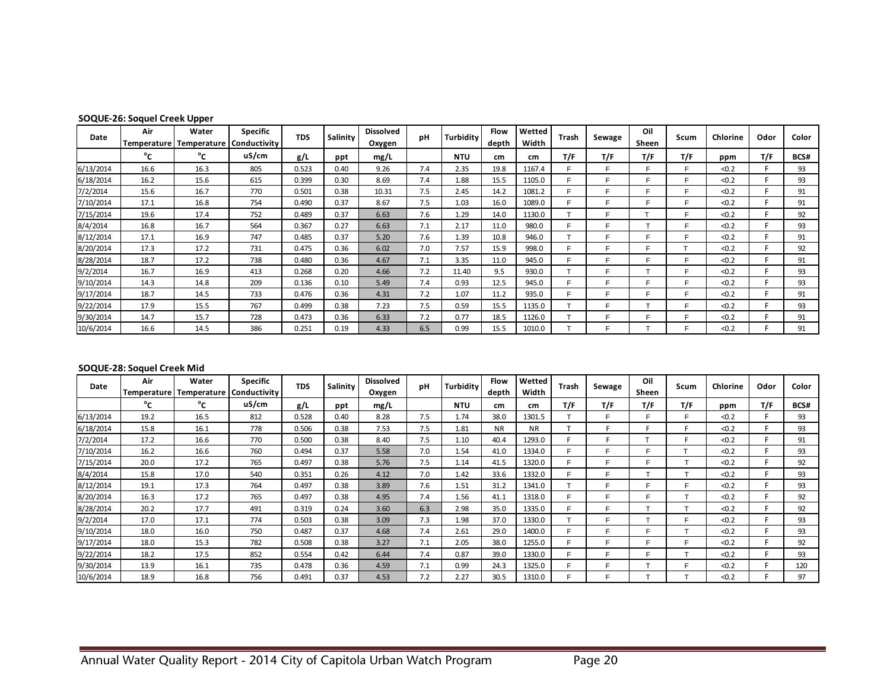**SOQUE-26: Soquel Creek Upper**

| Date | Air Temperature | Water Temperature | Specific Conductivity | TDS | Salinity | Dissolved Oxygen | pH | Turbidity | Flow depth | Wetted Width | Trash | Sewage | Oil Sheen | Scum | Chlorine | Odor | Color |
|---|---|---|---|---|---|---|---|---|---|---|---|---|---|---|---|---|---|
| | °C | °C | uS/cm | g/L | ppt | mg/L | | NTU | cm | cm | T/F | T/F | T/F | T/F | ppm | T/F | BCS# |
| 6/13/2014 | 16.6 | 16.3 | 805 | 0.523 | 0.40 | 9.26 | 7.4 | 2.35 | 19.8 | 1167.4 | F | F | F | F | <0.2 | F | 93 |
| 6/18/2014 | 16.2 | 15.6 | 615 | 0.399 | 0.30 | 8.69 | 7.4 | 1.88 | 15.5 | 1105.0 | F | F | F | F | <0.2 | F | 93 |
| 7/2/2014 | 15.6 | 16.7 | 770 | 0.501 | 0.38 | 10.31 | 7.5 | 2.45 | 14.2 | 1081.2 | F | F | F | F | <0.2 | F | 91 |
| 7/10/2014 | 17.1 | 16.8 | 754 | 0.490 | 0.37 | 8.67 | 7.5 | 1.03 | 16.0 | 1089.0 | F | F | F | F | <0.2 | F | 91 |
| 7/15/2014 | 19.6 | 17.4 | 752 | 0.489 | 0.37 | 6.63 | 7.6 | 1.29 | 14.0 | 1130.0 | T | F | T | F | <0.2 | F | 92 |
| 8/4/2014 | 16.8 | 16.7 | 564 | 0.367 | 0.27 | 6.63 | 7.1 | 2.17 | 11.0 | 980.0 | F | F | T | F | <0.2 | F | 93 |
| 8/12/2014 | 17.1 | 16.9 | 747 | 0.485 | 0.37 | 5.20 | 7.6 | 1.39 | 10.8 | 946.0 | T | F | F | F | <0.2 | F | 91 |
| 8/20/2014 | 17.3 | 17.2 | 731 | 0.475 | 0.36 | 6.02 | 7.0 | 7.57 | 15.9 | 998.0 | F | F | F | T | <0.2 | F | 92 |
| 8/28/2014 | 18.7 | 17.2 | 738 | 0.480 | 0.36 | 4.67 | 7.1 | 3.35 | 11.0 | 945.0 | F | F | F | F | <0.2 | F | 91 |
| 9/2/2014 | 16.7 | 16.9 | 413 | 0.268 | 0.20 | 4.66 | 7.2 | 11.40 | 9.5 | 930.0 | T | F | T | F | <0.2 | F | 93 |
| 9/10/2014 | 14.3 | 14.8 | 209 | 0.136 | 0.10 | 5.49 | 7.4 | 0.93 | 12.5 | 945.0 | F | F | F | F | <0.2 | F | 93 |
| 9/17/2014 | 18.7 | 14.5 | 733 | 0.476 | 0.36 | 4.31 | 7.2 | 1.07 | 11.2 | 935.0 | F | F | F | F | <0.2 | F | 91 |
| 9/22/2014 | 17.9 | 15.5 | 767 | 0.499 | 0.38 | 7.23 | 7.5 | 0.59 | 15.5 | 1135.0 | T | F | T | F | <0.2 | F | 93 |
| 9/30/2014 | 14.7 | 15.7 | 728 | 0.473 | 0.36 | 6.33 | 7.2 | 0.77 | 18.5 | 1126.0 | T | F | F | F | <0.2 | F | 91 |
| 10/6/2014 | 16.6 | 14.5 | 386 | 0.251 | 0.19 | 4.33 | 6.5 | 0.99 | 15.5 | 1010.0 | T | F | T | F | <0.2 | F | 91 |

**SOQUE-28: Soquel Creek Mid**

| Date | Air Temperature | Water Temperature | Specific Conductivity | TDS | Salinity | Dissolved Oxygen | pH | Turbidity | Flow depth | Wetted Width | Trash | Sewage | Oil Sheen | Scum | Chlorine | Odor | Color |
|---|---|---|---|---|---|---|---|---|---|---|---|---|---|---|---|---|---|
| | °C | °C | uS/cm | g/L | ppt | mg/L | | NTU | cm | cm | T/F | T/F | T/F | T/F | ppm | T/F | BCS# |
| 6/13/2014 | 19.2 | 16.5 | 812 | 0.528 | 0.40 | 8.28 | 7.5 | 1.74 | 38.0 | 1301.5 | T | F | F | F | <0.2 | F | 93 |
| 6/18/2014 | 15.8 | 16.1 | 778 | 0.506 | 0.38 | 7.53 | 7.5 | 1.81 | NR | NR | T | F | F | F | <0.2 | F | 93 |
| 7/2/2014 | 17.2 | 16.6 | 770 | 0.500 | 0.38 | 8.40 | 7.5 | 1.10 | 40.4 | 1293.0 | F | F | T | F | <0.2 | F | 91 |
| 7/10/2014 | 16.2 | 16.6 | 760 | 0.494 | 0.37 | 5.58 | 7.0 | 1.54 | 41.0 | 1334.0 | F | F | F | T | <0.2 | F | 93 |
| 7/15/2014 | 20.0 | 17.2 | 765 | 0.497 | 0.38 | 5.76 | 7.5 | 1.14 | 41.5 | 1320.0 | F | F | F | T | <0.2 | F | 92 |
| 8/4/2014 | 15.8 | 17.0 | 540 | 0.351 | 0.26 | 4.12 | 7.0 | 1.42 | 33.6 | 1332.0 | F | F | T | T | <0.2 | F | 93 |
| 8/12/2014 | 19.1 | 17.3 | 764 | 0.497 | 0.38 | 3.89 | 7.6 | 1.51 | 31.2 | 1341.0 | T | F | F | F | <0.2 | F | 93 |
| 8/20/2014 | 16.3 | 17.2 | 765 | 0.497 | 0.38 | 4.95 | 7.4 | 1.56 | 41.1 | 1318.0 | F | F | F | T | <0.2 | F | 92 |
| 8/28/2014 | 20.2 | 17.7 | 491 | 0.319 | 0.24 | 3.60 | 6.3 | 2.98 | 35.0 | 1335.0 | F | F | T | T | <0.2 | F | 92 |
| 9/2/2014 | 17.0 | 17.1 | 774 | 0.503 | 0.38 | 3.09 | 7.3 | 1.98 | 37.0 | 1330.0 | T | F | T | F | <0.2 | F | 93 |
| 9/10/2014 | 18.0 | 16.0 | 750 | 0.487 | 0.37 | 4.68 | 7.4 | 2.61 | 29.0 | 1400.0 | F | F | F | T | <0.2 | F | 93 |
| 9/17/2014 | 18.0 | 15.3 | 782 | 0.508 | 0.38 | 3.27 | 7.1 | 2.05 | 38.0 | 1255.0 | F | F | F | F | <0.2 | F | 92 |
| 9/22/2014 | 18.2 | 17.5 | 852 | 0.554 | 0.42 | 6.44 | 7.4 | 0.87 | 39.0 | 1330.0 | F | F | F | T | <0.2 | F | 93 |
| 9/30/2014 | 13.9 | 16.1 | 735 | 0.478 | 0.36 | 4.59 | 7.1 | 0.99 | 24.3 | 1325.0 | F | F | T | F | <0.2 | F | 120 |
| 10/6/2014 | 18.9 | 16.8 | 756 | 0.491 | 0.37 | 4.53 | 7.2 | 2.27 | 30.5 | 1310.0 | F | F | T | T | <0.2 | F | 97 |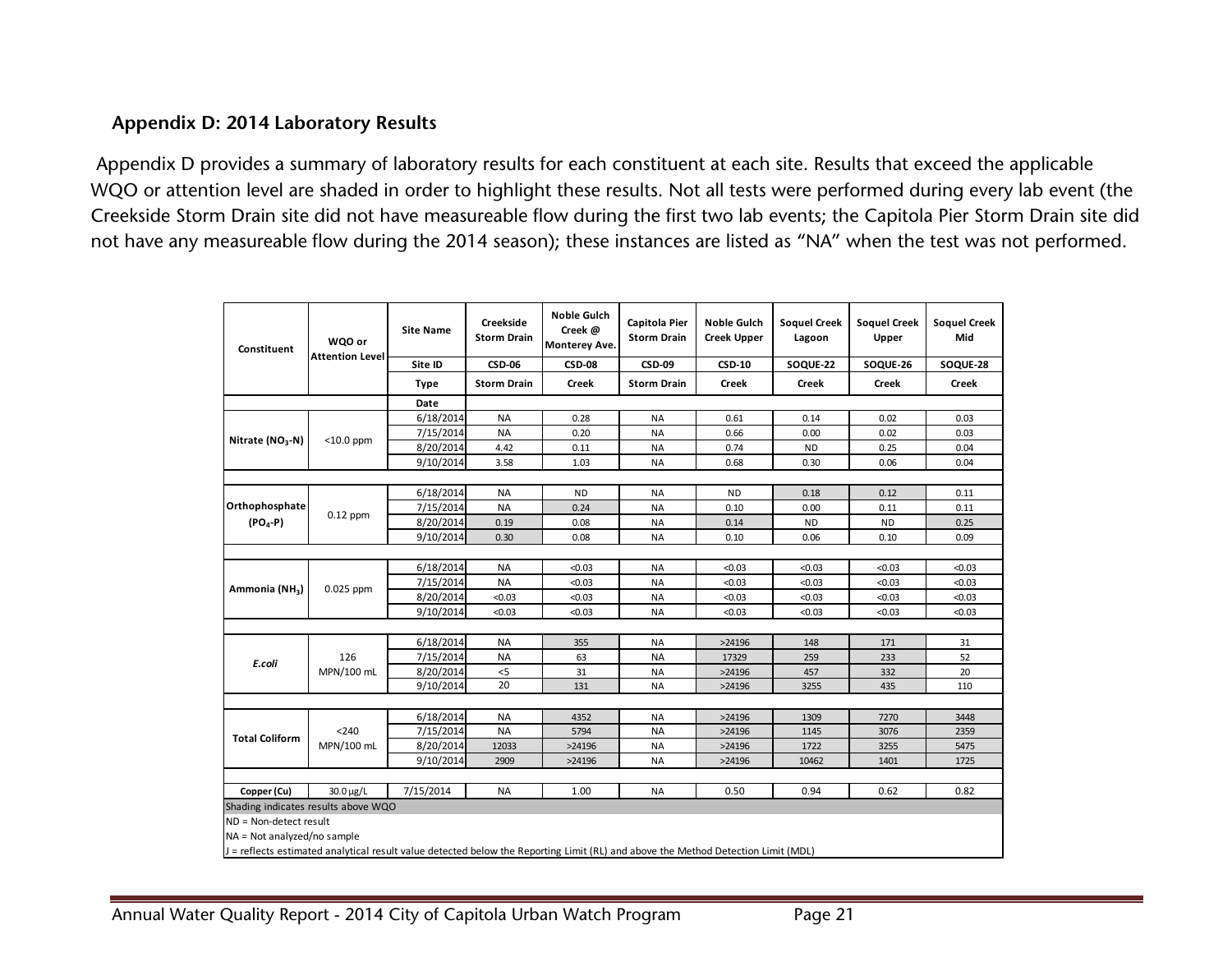## Appendix D: 2014 Laboratory Results

Appendix D provides a summary of laboratory results for each constituent at each site. Results that exceed the applicable WQO or attention level are shaded in order to highlight these results. Not all tests were performed during every lab event (the Creekside Storm Drain site did not have measureable flow during the first two lab events; the Capitola Pier Storm Drain site did not have any measureable flow during the 2014 season); these instances are listed as "NA" when the test was not performed.

| Constituent | WQO or Attention Level | Site Name | Creekside Storm Drain | Noble Gulch Creek @ Monterey Ave. | Capitola Pier Storm Drain | Noble Gulch Creek Upper | Soquel Creek Lagoon | Soquel Creek Upper | Soquel Creek Mid |
|---|---|---|---|---|---|---|---|---|---|
| | | Site ID | CSD-06 | CSD-08 | CSD-09 | CSD-10 | SOQUE-22 | SOQUE-26 | SOQUE-28 |
| | | Type | Storm Drain | Creek | Storm Drain | Creek | Creek | Creek | Creek |
| | | Date | | | | | | | |
| Nitrate ($NO_3$-N) | <10.0 ppm | 6/18/2014 | NA | 0.28 | NA | 0.61 | 0.14 | 0.02 | 0.03 |
| | | 7/15/2014 | NA | 0.20 | NA | 0.66 | 0.00 | 0.02 | 0.03 |
| | | 8/20/2014 | 4.42 | 0.11 | NA | 0.74 | ND | 0.25 | 0.04 |
| | | 9/10/2014 | 3.58 | 1.03 | NA | 0.68 | 0.30 | 0.06 | 0.04 |
| Orthophosphate ($PO_4$-P) | 0.12 ppm | 6/18/2014 | NA | ND | NA | ND | 0.18 | 0.12 | 0.11 |
| | | 7/15/2014 | NA | 0.24 | NA | 0.10 | 0.00 | 0.11 | 0.11 |
| | | 8/20/2014 | 0.19 | 0.08 | NA | 0.14 | ND | ND | 0.25 |
| | | 9/10/2014 | 0.30 | 0.08 | NA | 0.10 | 0.06 | 0.10 | 0.09 |
| Ammonia ($NH_3$) | 0.025 ppm | 6/18/2014 | NA | <0.03 | NA | <0.03 | <0.03 | <0.03 | <0.03 |
| | | 7/15/2014 | NA | <0.03 | NA | <0.03 | <0.03 | <0.03 | <0.03 |
| | | 8/20/2014 | <0.03 | <0.03 | NA | <0.03 | <0.03 | <0.03 | <0.03 |
| | | 9/10/2014 | <0.03 | <0.03 | NA | <0.03 | <0.03 | <0.03 | <0.03 |
| *E.coli* | 126 MPN/100 mL | 6/18/2014 | NA | 355 | NA | >24196 | 148 | 171 | 31 |
| | | 7/15/2014 | NA | 63 | NA | 17329 | 259 | 233 | 52 |
| | | 8/20/2014 | <5 | 31 | NA | >24196 | 457 | 332 | 20 |
| | | 9/10/2014 | 20 | 131 | NA | >24196 | 3255 | 435 | 110 |
| Total Coliform | <240 MPN/100 mL | 6/18/2014 | NA | 4352 | NA | >24196 | 1309 | 7270 | 3448 |
| | | 7/15/2014 | NA | 5794 | NA | >24196 | 1145 | 3076 | 2359 |
| | | 8/20/2014 | 12033 | >24196 | NA | >24196 | 1722 | 3255 | 5475 |
| | | 9/10/2014 | 2909 | >24196 | NA | >24196 | 10462 | 1401 | 1725 |
| Copper (Cu) | 30.0 µg/L | 7/15/2014 | NA | 1.00 | NA | 0.50 | 0.94 | 0.62 | 0.82 |

Shading indicates results above WQO

ND = Non-detect result

NA = Not analyzed/no sample

J = reflects estimated analytical result value detected below the Reporting Limit (RL) and above the Method Detection Limit (MDL)